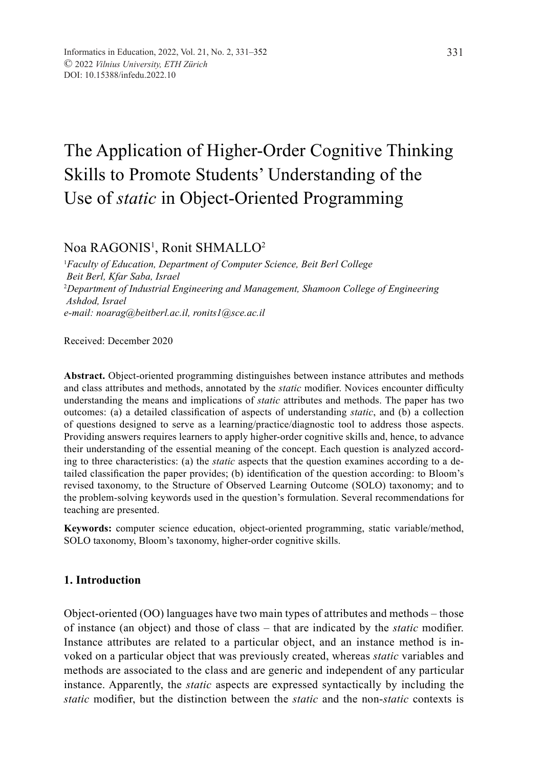# The Application of Higher-Order Cognitive Thinking Skills to Promote Students' Understanding of the Use of *static* in Object-Oriented Programming

Noa RAGONIS[1], Ronit SHMALLO[2]

[1]*Faculty of Education, Department of Computer Science, Beit Berl College Beit Berl, Kfar Saba, Israel*
[2]*Department of Industrial Engineering and Management, Shamoon College of Engineering Ashdod, Israel*
*e-mail: noarag@beitberl.ac.il, ronits1@sce.ac.il*

Received: December 2020

**Abstract.** Object-oriented programming distinguishes between instance attributes and methods and class attributes and methods, annotated by the *static* modifier. Novices encounter difficulty understanding the means and implications of *static* attributes and methods. The paper has two outcomes: (a) a detailed classification of aspects of understanding *static*, and (b) a collection of questions designed to serve as a learning/practice/diagnostic tool to address those aspects. Providing answers requires learners to apply higher-order cognitive skills and, hence, to advance their understanding of the essential meaning of the concept. Each question is analyzed according to three characteristics: (a) the *static* aspects that the question examines according to a detailed classification the paper provides; (b) identification of the question according: to Bloom's revised taxonomy, to the Structure of Observed Learning Outcome (SOLO) taxonomy; and to the problem-solving keywords used in the question's formulation. Several recommendations for teaching are presented.

**Keywords:** computer science education, object-oriented programming, static variable/method, SOLO taxonomy, Bloom's taxonomy, higher-order cognitive skills.

## 1. Introduction

Object-oriented (OO) languages have two main types of attributes and methods – those of instance (an object) and those of class – that are indicated by the *static* modifier. Instance attributes are related to a particular object, and an instance method is invoked on a particular object that was previously created, whereas *static* variables and methods are associated to the class and are generic and independent of any particular instance. Apparently, the *static* aspects are expressed syntactically by including the *static* modifier, but the distinction between the *static* and the non-*static* contexts is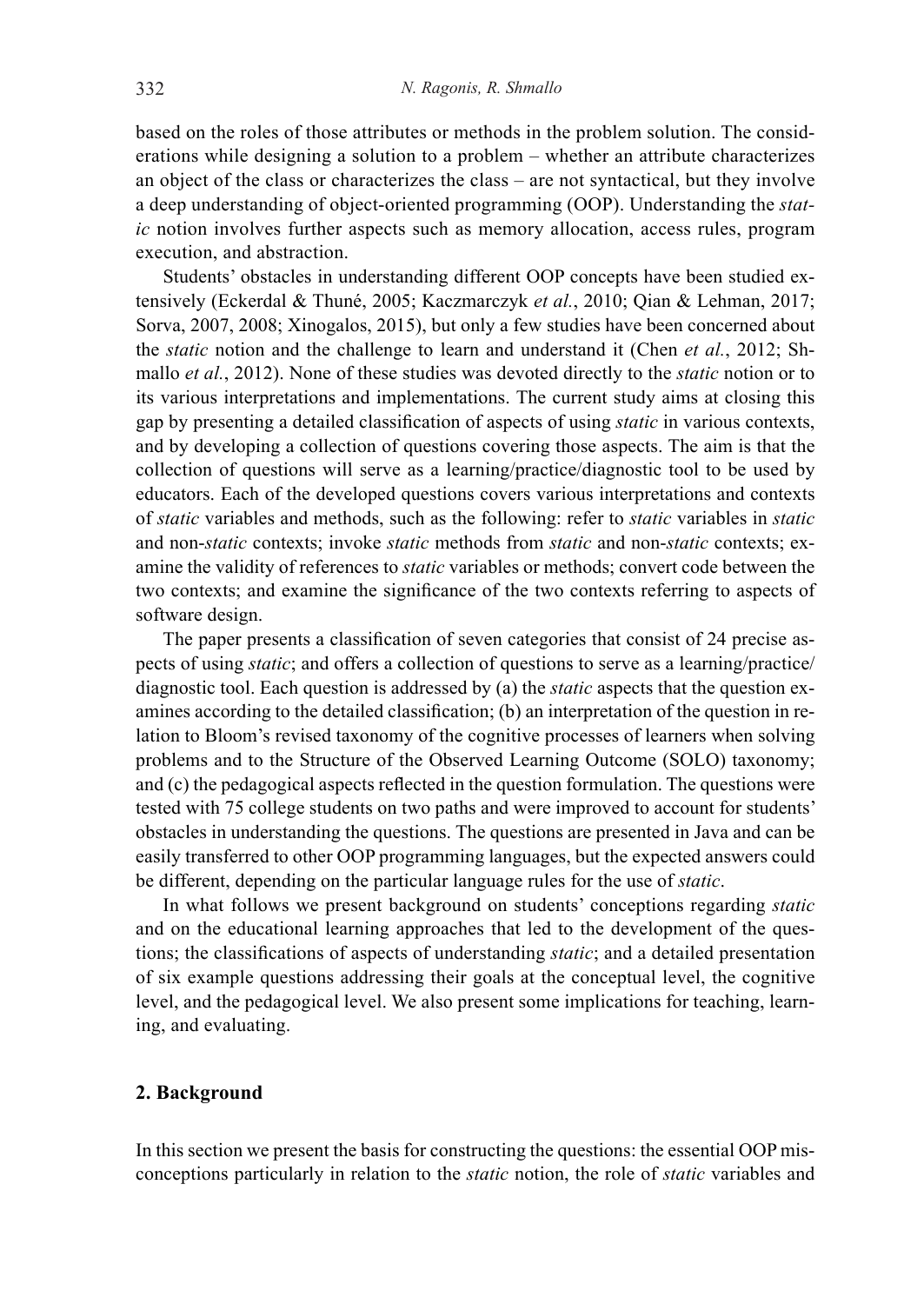based on the roles of those attributes or methods in the problem solution. The considerations while designing a solution to a problem – whether an attribute characterizes an object of the class or characterizes the class – are not syntactical, but they involve a deep understanding of object-oriented programming (OOP). Understanding the *static* notion involves further aspects such as memory allocation, access rules, program execution, and abstraction.

Students' obstacles in understanding different OOP concepts have been studied extensively (Eckerdal & Thuné, 2005; Kaczmarczyk *et al.*, 2010; Qian & Lehman, 2017; Sorva, 2007, 2008; Xinogalos, 2015), but only a few studies have been concerned about the *static* notion and the challenge to learn and understand it (Chen *et al.*, 2012; Shmallo *et al.*, 2012). None of these studies was devoted directly to the *static* notion or to its various interpretations and implementations. The current study aims at closing this gap by presenting a detailed classification of aspects of using *static* in various contexts, and by developing a collection of questions covering those aspects. The aim is that the collection of questions will serve as a learning/practice/diagnostic tool to be used by educators. Each of the developed questions covers various interpretations and contexts of *static* variables and methods, such as the following: refer to *static* variables in *static* and non-*static* contexts; invoke *static* methods from *static* and non-*static* contexts; examine the validity of references to *static* variables or methods; convert code between the two contexts; and examine the significance of the two contexts referring to aspects of software design.

The paper presents a classification of seven categories that consist of 24 precise aspects of using *static*; and offers a collection of questions to serve as a learning/practice/diagnostic tool. Each question is addressed by (a) the *static* aspects that the question examines according to the detailed classification; (b) an interpretation of the question in relation to Bloom's revised taxonomy of the cognitive processes of learners when solving problems and to the Structure of the Observed Learning Outcome (SOLO) taxonomy; and (c) the pedagogical aspects reflected in the question formulation. The questions were tested with 75 college students on two paths and were improved to account for students' obstacles in understanding the questions. The questions are presented in Java and can be easily transferred to other OOP programming languages, but the expected answers could be different, depending on the particular language rules for the use of *static*.

In what follows we present background on students' conceptions regarding *static* and on the educational learning approaches that led to the development of the questions; the classifications of aspects of understanding *static*; and a detailed presentation of six example questions addressing their goals at the conceptual level, the cognitive level, and the pedagogical level. We also present some implications for teaching, learning, and evaluating.

## 2. Background

In this section we present the basis for constructing the questions: the essential OOP misconceptions particularly in relation to the *static* notion, the role of *static* variables and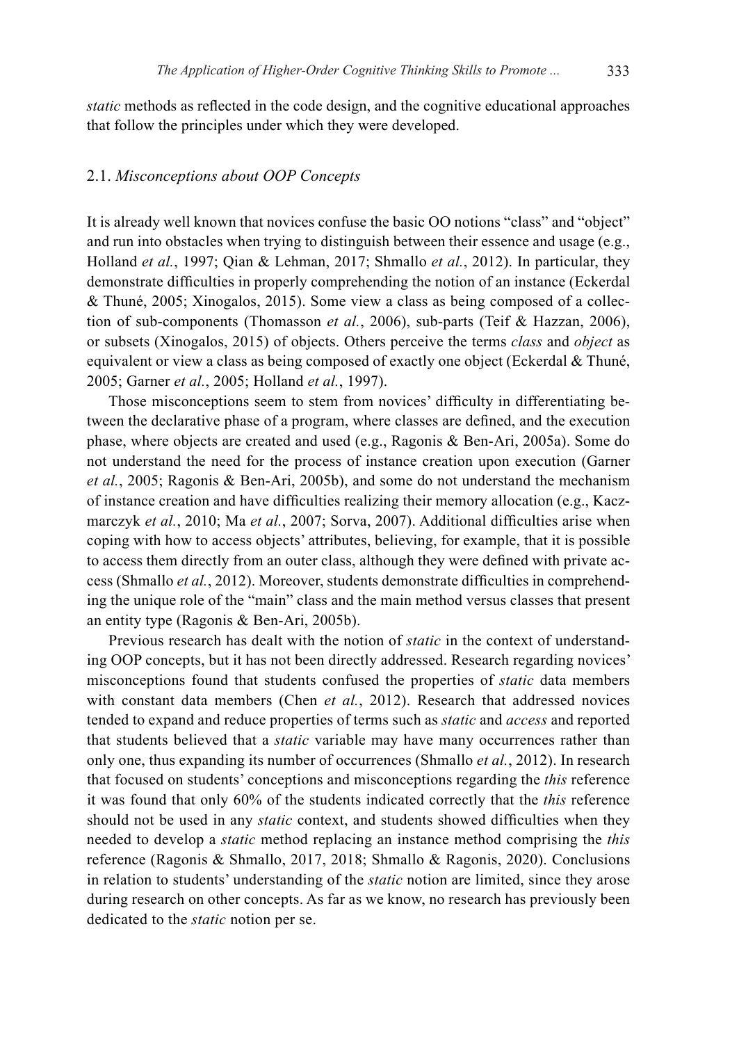*static* methods as reflected in the code design, and the cognitive educational approaches that follow the principles under which they were developed.

## 2.1. *Misconceptions about OOP Concepts*

It is already well known that novices confuse the basic OO notions "class" and "object" and run into obstacles when trying to distinguish between their essence and usage (e.g., Holland *et al.*, 1997; Qian & Lehman, 2017; Shmallo *et al.*, 2012). In particular, they demonstrate difficulties in properly comprehending the notion of an instance (Eckerdal & Thuné, 2005; Xinogalos, 2015). Some view a class as being composed of a collection of sub-components (Thomasson *et al.*, 2006), sub-parts (Teif & Hazzan, 2006), or subsets (Xinogalos, 2015) of objects. Others perceive the terms *class* and *object* as equivalent or view a class as being composed of exactly one object (Eckerdal & Thuné, 2005; Garner *et al.*, 2005; Holland *et al.*, 1997).

Those misconceptions seem to stem from novices' difficulty in differentiating between the declarative phase of a program, where classes are defined, and the execution phase, where objects are created and used (e.g., Ragonis & Ben-Ari, 2005a). Some do not understand the need for the process of instance creation upon execution (Garner *et al.*, 2005; Ragonis & Ben-Ari, 2005b), and some do not understand the mechanism of instance creation and have difficulties realizing their memory allocation (e.g., Kaczmarczyk *et al.*, 2010; Ma *et al.*, 2007; Sorva, 2007). Additional difficulties arise when coping with how to access objects' attributes, believing, for example, that it is possible to access them directly from an outer class, although they were defined with private access (Shmallo *et al.*, 2012). Moreover, students demonstrate difficulties in comprehending the unique role of the "main" class and the main method versus classes that present an entity type (Ragonis & Ben-Ari, 2005b).

Previous research has dealt with the notion of *static* in the context of understanding OOP concepts, but it has not been directly addressed. Research regarding novices' misconceptions found that students confused the properties of *static* data members with constant data members (Chen *et al.*, 2012). Research that addressed novices tended to expand and reduce properties of terms such as *static* and *access* and reported that students believed that a *static* variable may have many occurrences rather than only one, thus expanding its number of occurrences (Shmallo *et al.*, 2012). In research that focused on students' conceptions and misconceptions regarding the *this* reference it was found that only 60% of the students indicated correctly that the *this* reference should not be used in any *static* context, and students showed difficulties when they needed to develop a *static* method replacing an instance method comprising the *this* reference (Ragonis & Shmallo, 2017, 2018; Shmallo & Ragonis, 2020). Conclusions in relation to students' understanding of the *static* notion are limited, since they arose during research on other concepts. As far as we know, no research has previously been dedicated to the *static* notion per se.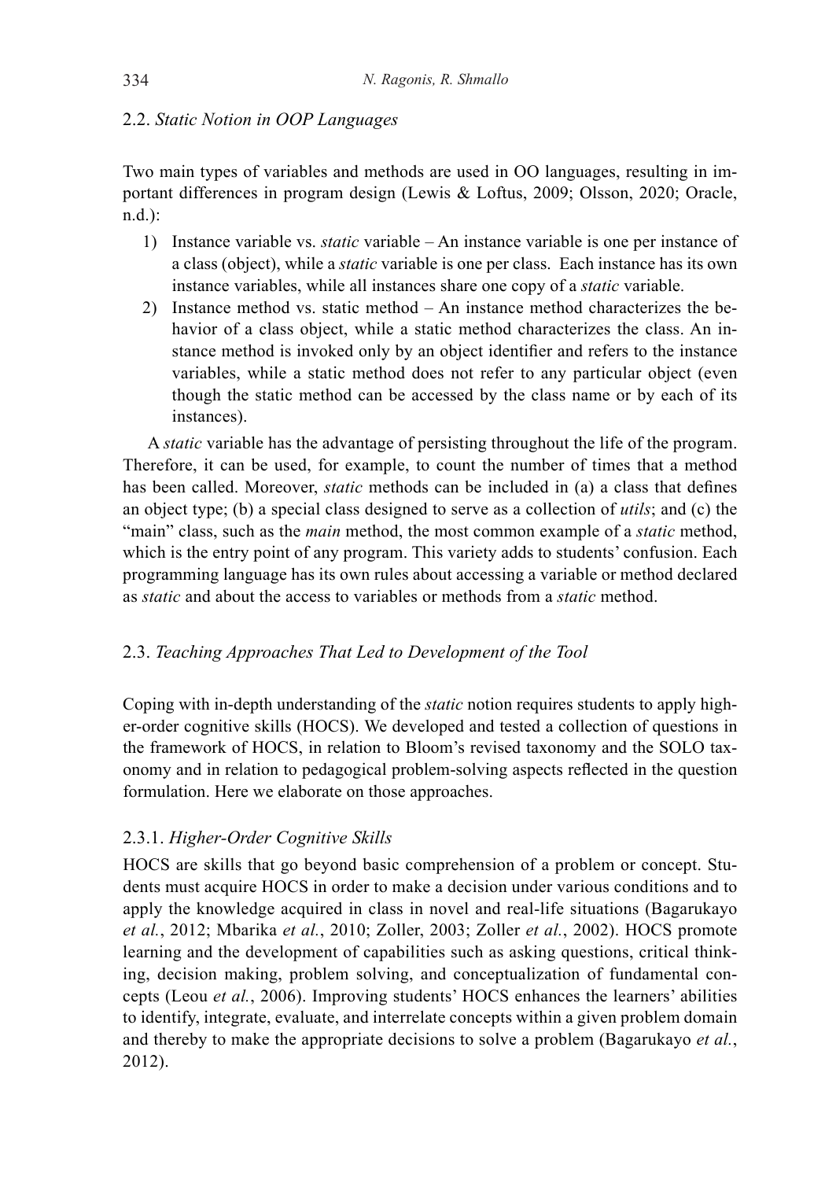## 2.2. *Static Notion in OOP Languages*

Two main types of variables and methods are used in OO languages, resulting in important differences in program design (Lewis & Loftus, 2009; Olsson, 2020; Oracle, n.d.):

1) Instance variable vs. *static* variable – An instance variable is one per instance of a class (object), while a *static* variable is one per class. Each instance has its own instance variables, while all instances share one copy of a *static* variable.
2) Instance method vs. static method – An instance method characterizes the behavior of a class object, while a static method characterizes the class. An instance method is invoked only by an object identifier and refers to the instance variables, while a static method does not refer to any particular object (even though the static method can be accessed by the class name or by each of its instances).

A *static* variable has the advantage of persisting throughout the life of the program. Therefore, it can be used, for example, to count the number of times that a method has been called. Moreover, *static* methods can be included in (a) a class that defines an object type; (b) a special class designed to serve as a collection of *utils*; and (c) the "main" class, such as the *main* method, the most common example of a *static* method, which is the entry point of any program. This variety adds to students' confusion. Each programming language has its own rules about accessing a variable or method declared as *static* and about the access to variables or methods from a *static* method.

## 2.3. *Teaching Approaches That Led to Development of the Tool*

Coping with in-depth understanding of the *static* notion requires students to apply higher-order cognitive skills (HOCS). We developed and tested a collection of questions in the framework of HOCS, in relation to Bloom's revised taxonomy and the SOLO taxonomy and in relation to pedagogical problem-solving aspects reflected in the question formulation. Here we elaborate on those approaches.

### 2.3.1. *Higher-Order Cognitive Skills*

HOCS are skills that go beyond basic comprehension of a problem or concept. Students must acquire HOCS in order to make a decision under various conditions and to apply the knowledge acquired in class in novel and real-life situations (Bagarukayo *et al.*, 2012; Mbarika *et al.*, 2010; Zoller, 2003; Zoller *et al.*, 2002). HOCS promote learning and the development of capabilities such as asking questions, critical thinking, decision making, problem solving, and conceptualization of fundamental concepts (Leou *et al.*, 2006). Improving students' HOCS enhances the learners' abilities to identify, integrate, evaluate, and interrelate concepts within a given problem domain and thereby to make the appropriate decisions to solve a problem (Bagarukayo *et al.*, 2012).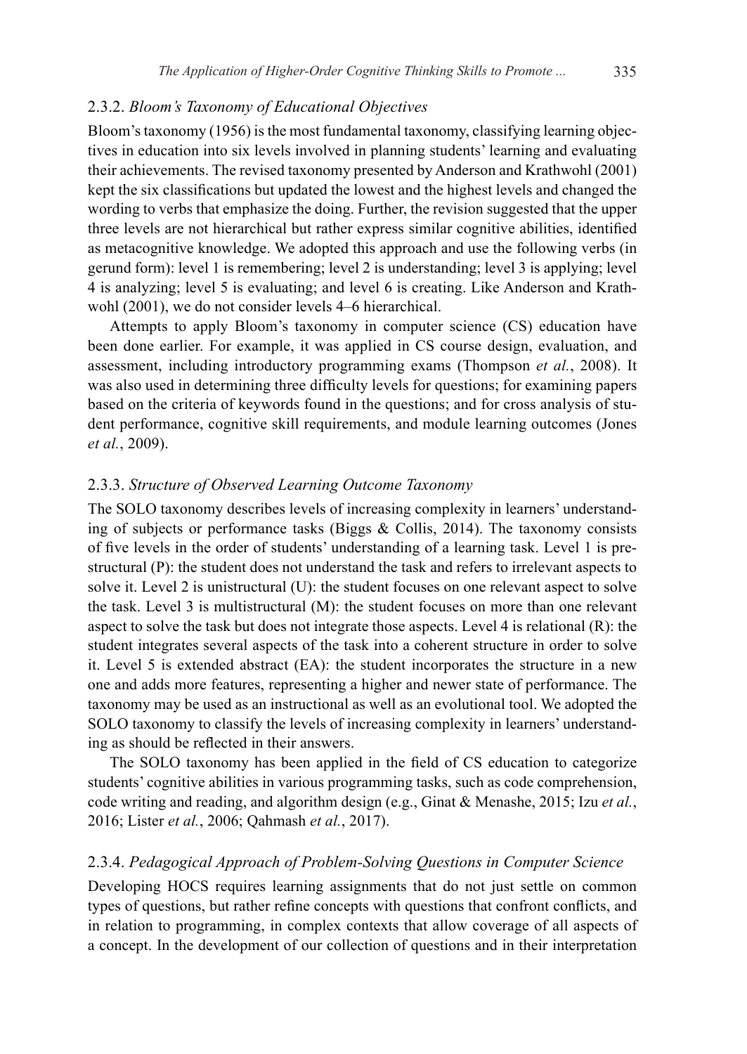#### 2.3.2. *Bloom's Taxonomy of Educational Objectives*

Bloom's taxonomy (1956) is the most fundamental taxonomy, classifying learning objectives in education into six levels involved in planning students' learning and evaluating their achievements. The revised taxonomy presented by Anderson and Krathwohl (2001) kept the six classifications but updated the lowest and the highest levels and changed the wording to verbs that emphasize the doing. Further, the revision suggested that the upper three levels are not hierarchical but rather express similar cognitive abilities, identified as metacognitive knowledge. We adopted this approach and use the following verbs (in gerund form): level 1 is remembering; level 2 is understanding; level 3 is applying; level 4 is analyzing; level 5 is evaluating; and level 6 is creating. Like Anderson and Krathwohl (2001), we do not consider levels 4–6 hierarchical.

Attempts to apply Bloom's taxonomy in computer science (CS) education have been done earlier. For example, it was applied in CS course design, evaluation, and assessment, including introductory programming exams (Thompson *et al.*, 2008). It was also used in determining three difficulty levels for questions; for examining papers based on the criteria of keywords found in the questions; and for cross analysis of student performance, cognitive skill requirements, and module learning outcomes (Jones *et al.*, 2009).

#### 2.3.3. *Structure of Observed Learning Outcome Taxonomy*

The SOLO taxonomy describes levels of increasing complexity in learners' understanding of subjects or performance tasks (Biggs & Collis, 2014). The taxonomy consists of five levels in the order of students' understanding of a learning task. Level 1 is prestructural (P): the student does not understand the task and refers to irrelevant aspects to solve it. Level 2 is unistructural (U): the student focuses on one relevant aspect to solve the task. Level 3 is multistructural (M): the student focuses on more than one relevant aspect to solve the task but does not integrate those aspects. Level 4 is relational (R): the student integrates several aspects of the task into a coherent structure in order to solve it. Level 5 is extended abstract (EA): the student incorporates the structure in a new one and adds more features, representing a higher and newer state of performance. The taxonomy may be used as an instructional as well as an evolutional tool. We adopted the SOLO taxonomy to classify the levels of increasing complexity in learners' understanding as should be reflected in their answers.

The SOLO taxonomy has been applied in the field of CS education to categorize students' cognitive abilities in various programming tasks, such as code comprehension, code writing and reading, and algorithm design (e.g., Ginat & Menashe, 2015; Izu *et al.*, 2016; Lister *et al.*, 2006; Qahmash *et al.*, 2017).

#### 2.3.4. *Pedagogical Approach of Problem-Solving Questions in Computer Science*

Developing HOCS requires learning assignments that do not just settle on common types of questions, but rather refine concepts with questions that confront conflicts, and in relation to programming, in complex contexts that allow coverage of all aspects of a concept. In the development of our collection of questions and in their interpretation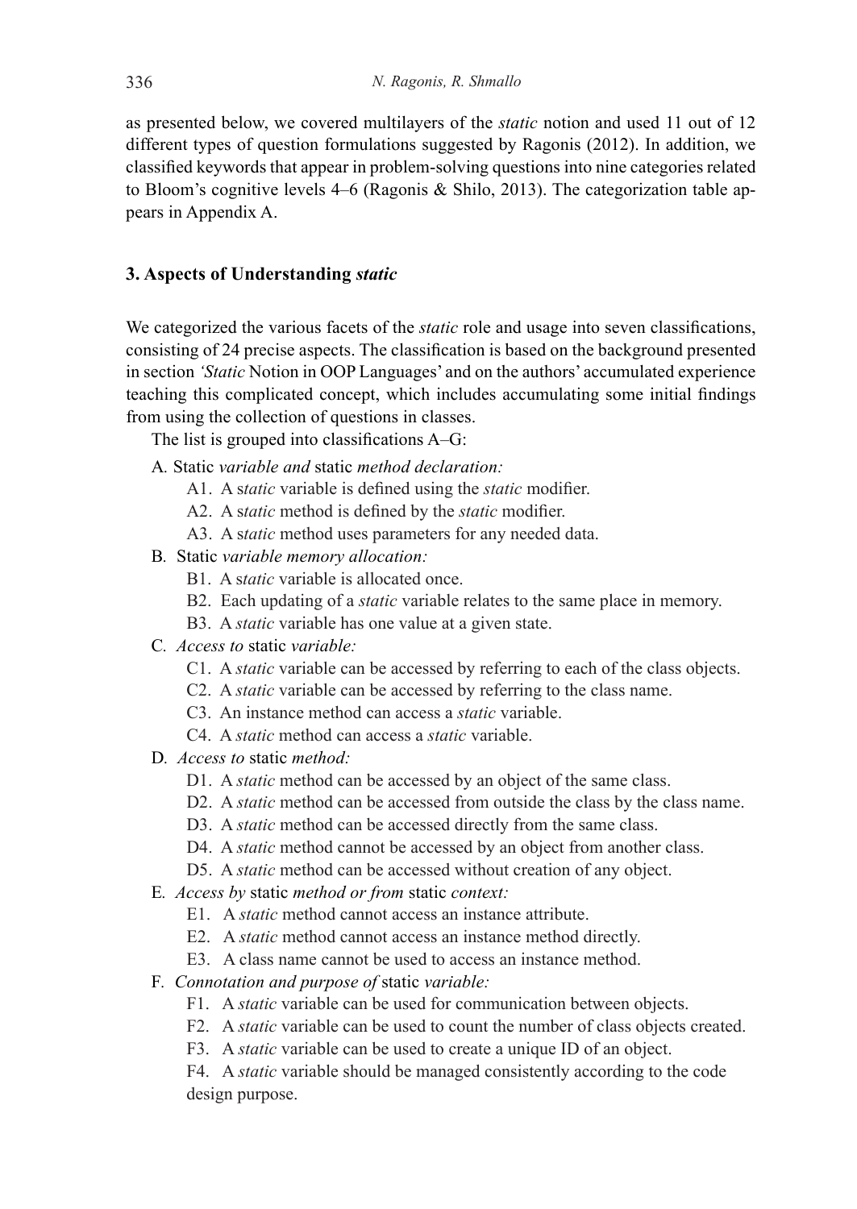as presented below, we covered multilayers of the *static* notion and used 11 out of 12 different types of question formulations suggested by Ragonis (2012). In addition, we classified keywords that appear in problem-solving questions into nine categories related to Bloom's cognitive levels 4–6 (Ragonis & Shilo, 2013). The categorization table appears in Appendix A.

## 3. Aspects of Understanding *static*

We categorized the various facets of the *static* role and usage into seven classifications, consisting of 24 precise aspects. The classification is based on the background presented in section *'Static* Notion in OOP Languages' and on the authors' accumulated experience teaching this complicated concept, which includes accumulating some initial findings from using the collection of questions in classes.

The list is grouped into classifications A–G:

A. Static *variable and* static *method declaration:*
   - A1. A s*tatic* variable is defined using the *static* modifier.
   - A2. A s*tatic* method is defined by the *static* modifier.
   - A3. A s*tatic* method uses parameters for any needed data.

B. Static *variable memory allocation:*
   - B1. A s*tatic* variable is allocated once.
   - B2. Each updating of a *static* variable relates to the same place in memory.
   - B3. A *static* variable has one value at a given state.

C. *Access to* static *variable:*
   - C1. A *static* variable can be accessed by referring to each of the class objects.
   - C2. A *static* variable can be accessed by referring to the class name.
   - C3. An instance method can access a *static* variable.
   - C4. A *static* method can access a *static* variable.

D. *Access to* static *method:*
   - D1. A *static* method can be accessed by an object of the same class.
   - D2. A *static* method can be accessed from outside the class by the class name.
   - D3. A *static* method can be accessed directly from the same class.
   - D4. A *static* method cannot be accessed by an object from another class.
   - D5. A *static* method can be accessed without creation of any object.

E. *Access by* static *method or from* static *context:*
   - E1. A *static* method cannot access an instance attribute.
   - E2. A *static* method cannot access an instance method directly.
   - E3. A class name cannot be used to access an instance method.

F. *Connotation and purpose of* static *variable:*
   - F1. A *static* variable can be used for communication between objects.
   - F2. A *static* variable can be used to count the number of class objects created.
   - F3. A *static* variable can be used to create a unique ID of an object.
   - F4. A *static* variable should be managed consistently according to the code design purpose.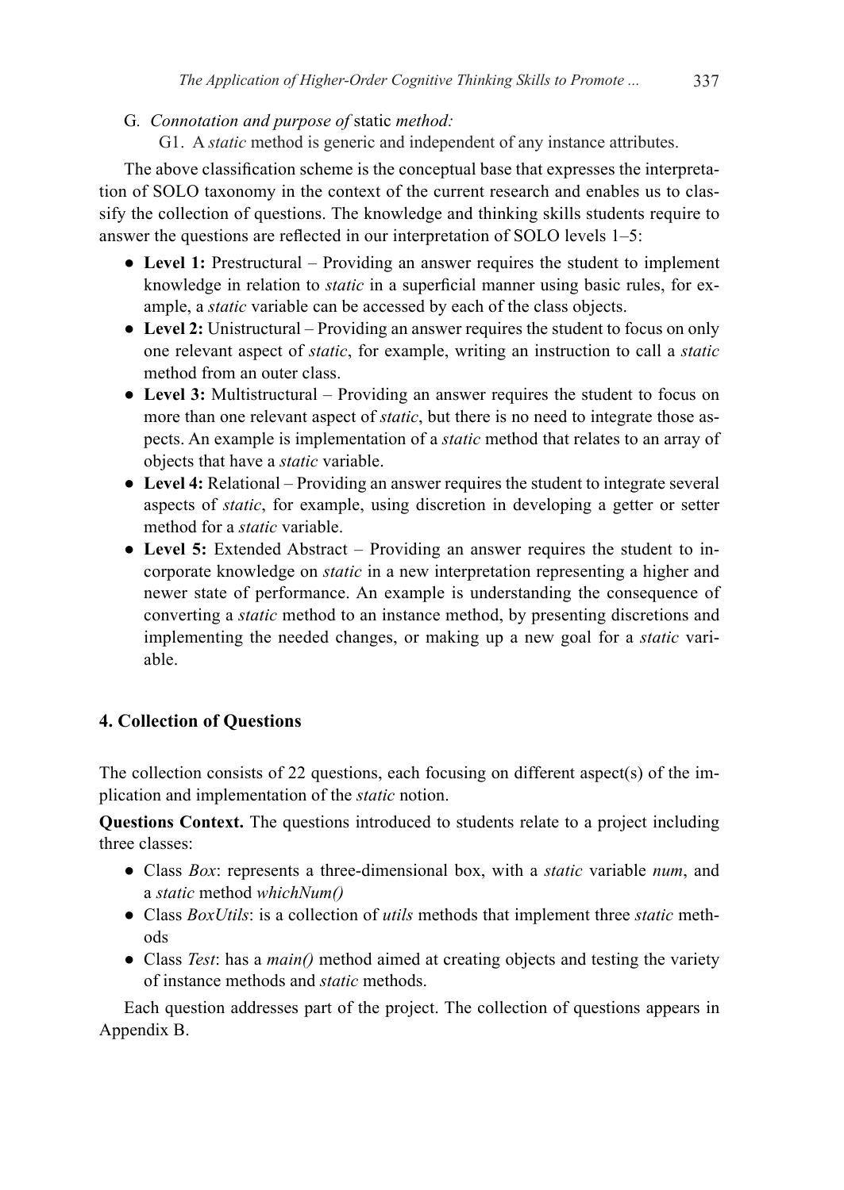G. *Connotation and purpose of* static *method:*

G1. A *static* method is generic and independent of any instance attributes.

The above classification scheme is the conceptual base that expresses the interpretation of SOLO taxonomy in the context of the current research and enables us to classify the collection of questions. The knowledge and thinking skills students require to answer the questions are reflected in our interpretation of SOLO levels 1–5:

- **Level 1:** Prestructural – Providing an answer requires the student to implement knowledge in relation to *static* in a superficial manner using basic rules, for example, a *static* variable can be accessed by each of the class objects.
- **Level 2:** Unistructural – Providing an answer requires the student to focus on only one relevant aspect of *static*, for example, writing an instruction to call a *static* method from an outer class.
- **Level 3:** Multistructural – Providing an answer requires the student to focus on more than one relevant aspect of *static*, but there is no need to integrate those aspects. An example is implementation of a *static* method that relates to an array of objects that have a *static* variable.
- **Level 4:** Relational – Providing an answer requires the student to integrate several aspects of *static*, for example, using discretion in developing a getter or setter method for a *static* variable.
- **Level 5:** Extended Abstract – Providing an answer requires the student to incorporate knowledge on *static* in a new interpretation representing a higher and newer state of performance. An example is understanding the consequence of converting a *static* method to an instance method, by presenting discretions and implementing the needed changes, or making up a new goal for a *static* variable.

## 4. Collection of Questions

The collection consists of 22 questions, each focusing on different aspect(s) of the implication and implementation of the *static* notion.

**Questions Context.** The questions introduced to students relate to a project including three classes:

- Class *Box*: represents a three-dimensional box, with a *static* variable *num*, and a *static* method *whichNum()*
- Class *BoxUtils*: is a collection of *utils* methods that implement three *static* methods
- Class *Test*: has a *main()* method aimed at creating objects and testing the variety of instance methods and *static* methods.

Each question addresses part of the project. The collection of questions appears in Appendix B.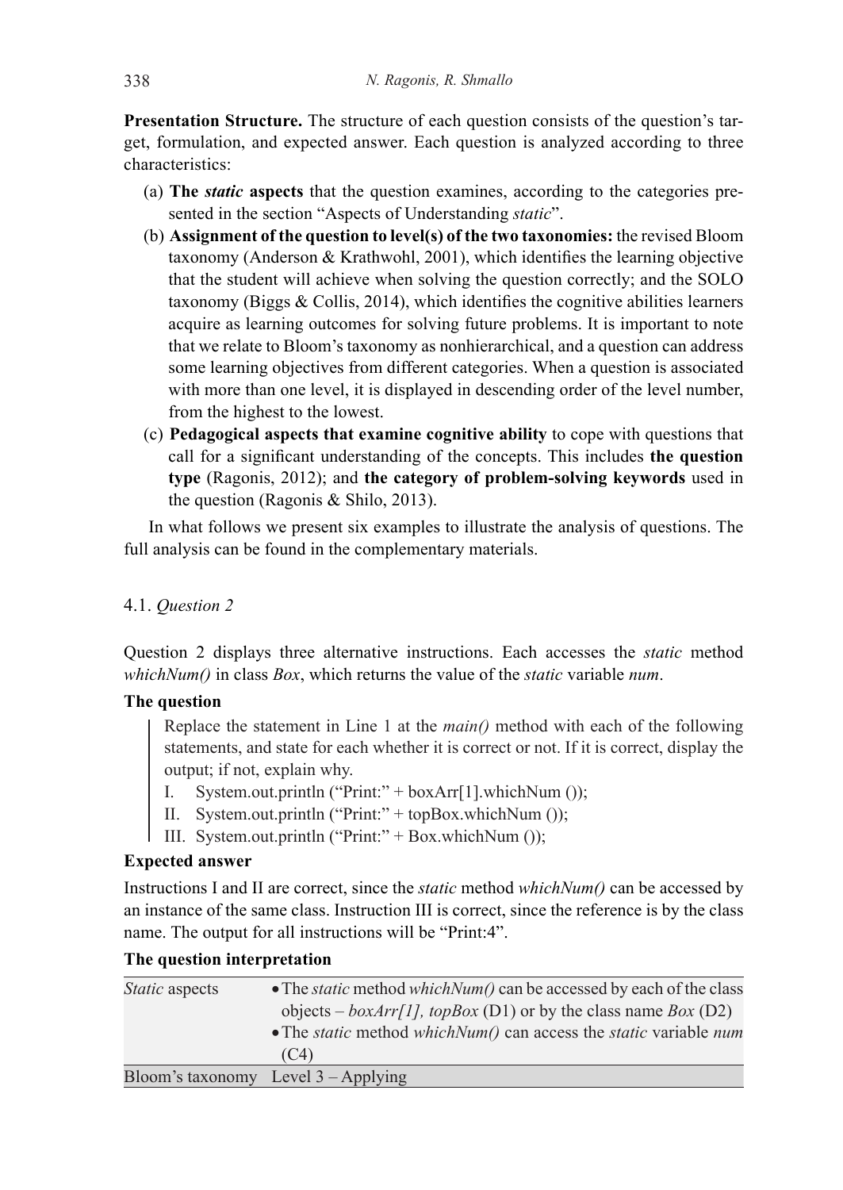**Presentation Structure.** The structure of each question consists of the question's target, formulation, and expected answer. Each question is analyzed according to three characteristics:

(a) **The *static* aspects** that the question examines, according to the categories presented in the section "Aspects of Understanding *static*".

(b) **Assignment of the question to level(s) of the two taxonomies:** the revised Bloom taxonomy (Anderson & Krathwohl, 2001), which identifies the learning objective that the student will achieve when solving the question correctly; and the SOLO taxonomy (Biggs & Collis, 2014), which identifies the cognitive abilities learners acquire as learning outcomes for solving future problems. It is important to note that we relate to Bloom's taxonomy as nonhierarchical, and a question can address some learning objectives from different categories. When a question is associated with more than one level, it is displayed in descending order of the level number, from the highest to the lowest.

(c) **Pedagogical aspects that examine cognitive ability** to cope with questions that call for a significant understanding of the concepts. This includes **the question type** (Ragonis, 2012); and **the category of problem-solving keywords** used in the question (Ragonis & Shilo, 2013).

In what follows we present six examples to illustrate the analysis of questions. The full analysis can be found in the complementary materials.

### 4.1. *Question 2*

Question 2 displays three alternative instructions. Each accesses the *static* method *whichNum()* in class *Box*, which returns the value of the *static* variable *num*.

**The question**

> Replace the statement in Line 1 at the *main()* method with each of the following statements, and state for each whether it is correct or not. If it is correct, display the output; if not, explain why.
>
> I. System.out.println ("Print:" + boxArr[1].whichNum ());
> II. System.out.println ("Print:" + topBox.whichNum ());
> III. System.out.println ("Print:" + Box.whichNum ());

**Expected answer**

Instructions I and II are correct, since the *static* method *whichNum()* can be accessed by an instance of the same class. Instruction III is correct, since the reference is by the class name. The output for all instructions will be "Print:4".

**The question interpretation**

| | |
|---|---|
| *Static* aspects | • The *static* method *whichNum()* can be accessed by each of the class objects – *boxArr[1], topBox* (D1) or by the class name *Box* (D2)<br>• The *static* method *whichNum()* can access the *static* variable *num* (C4) |
| Bloom's taxonomy | Level 3 – Applying |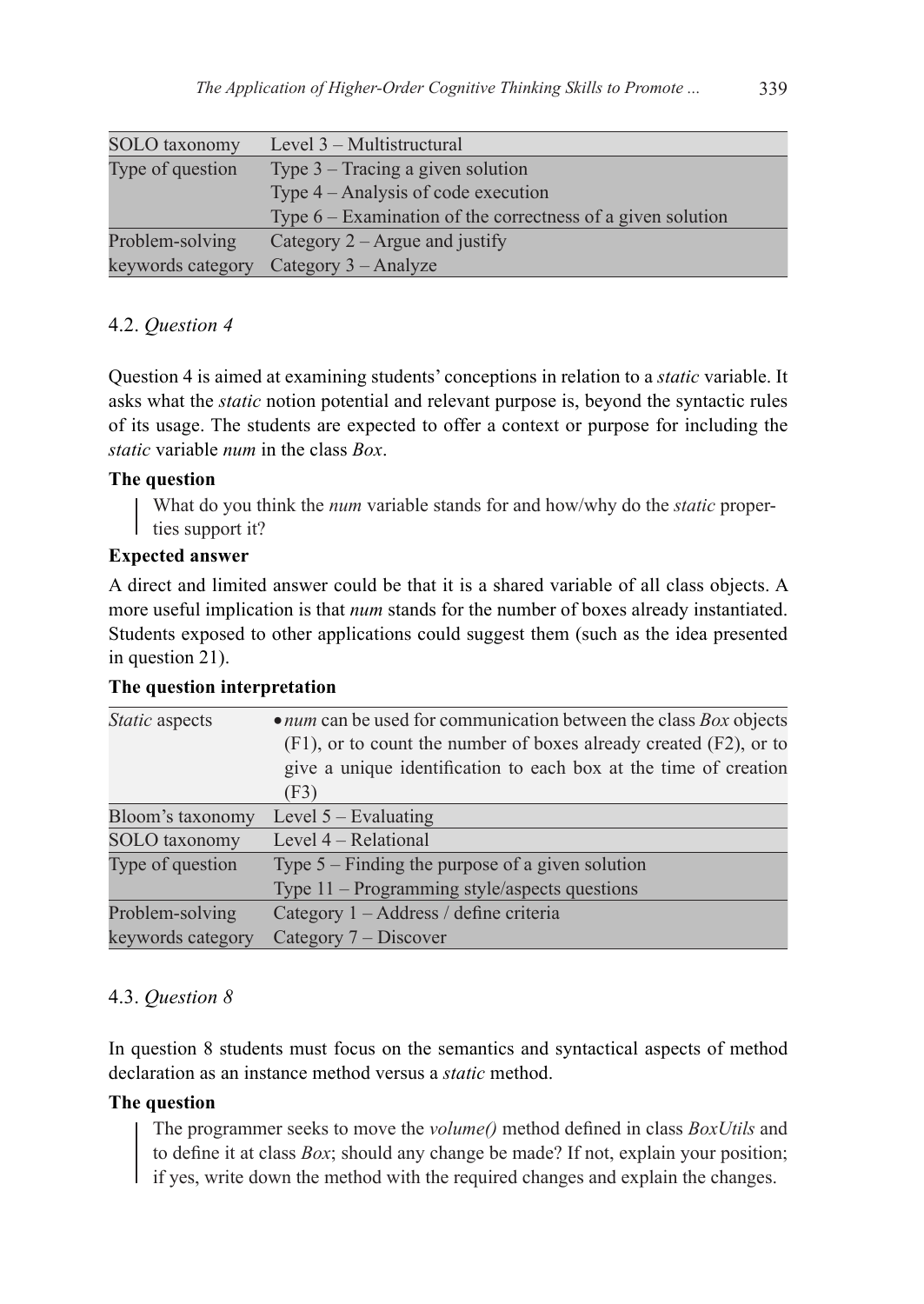| SOLO taxonomy | Level 3 – Multistructural |
|---|---|
| Type of question | Type 3 – Tracing a given solution<br>Type 4 – Analysis of code execution<br>Type 6 – Examination of the correctness of a given solution |
| Problem-solving keywords category | Category 2 – Argue and justify<br>Category 3 – Analyze |

### 4.2. *Question 4*

Question 4 is aimed at examining students' conceptions in relation to a *static* variable. It asks what the *static* notion potential and relevant purpose is, beyond the syntactic rules of its usage. The students are expected to offer a context or purpose for including the *static* variable *num* in the class *Box*.

**The question**

> What do you think the *num* variable stands for and how/why do the *static* properties support it?

**Expected answer**

A direct and limited answer could be that it is a shared variable of all class objects. A more useful implication is that *num* stands for the number of boxes already instantiated. Students exposed to other applications could suggest them (such as the idea presented in question 21).

**The question interpretation**

| *Static* aspects | • *num* can be used for communication between the class *Box* objects (F1), or to count the number of boxes already created (F2), or to give a unique identification to each box at the time of creation (F3) |
|---|---|
| Bloom's taxonomy | Level 5 – Evaluating |
| SOLO taxonomy | Level 4 – Relational |
| Type of question | Type 5 – Finding the purpose of a given solution<br>Type 11 – Programming style/aspects questions |
| Problem-solving keywords category | Category 1 – Address / define criteria<br>Category 7 – Discover |

### 4.3. *Question 8*

In question 8 students must focus on the semantics and syntactical aspects of method declaration as an instance method versus a *static* method.

**The question**

> The programmer seeks to move the *volume()* method defined in class *BoxUtils* and to define it at class *Box*; should any change be made? If not, explain your position; if yes, write down the method with the required changes and explain the changes.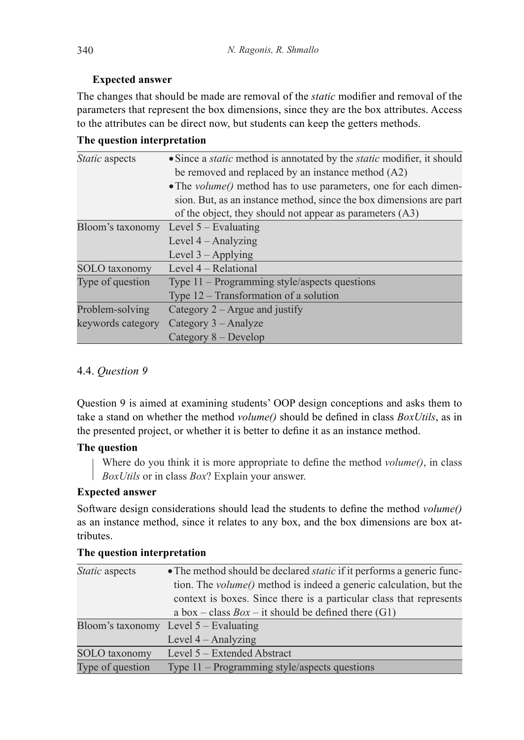**Expected answer**

The changes that should be made are removal of the *static* modifier and removal of the parameters that represent the box dimensions, since they are the box attributes. Access to the attributes can be direct now, but students can keep the getters methods.

**The question interpretation**

| | |
|---|---|
| *Static* aspects | • Since a *static* method is annotated by the *static* modifier, it should be removed and replaced by an instance method (A2)<br>• The *volume()* method has to use parameters, one for each dimension. But, as an instance method, since the box dimensions are part of the object, they should not appear as parameters (A3) |
| Bloom's taxonomy | Level 5 – Evaluating<br>Level 4 – Analyzing<br>Level 3 – Applying |
| SOLO taxonomy | Level 4 – Relational |
| Type of question | Type 11 – Programming style/aspects questions<br>Type 12 – Transformation of a solution |
| Problem-solving keywords category | Category 2 – Argue and justify<br>Category 3 – Analyze<br>Category 8 – Develop |

### 4.4. *Question 9*

Question 9 is aimed at examining students' OOP design conceptions and asks them to take a stand on whether the method *volume()* should be defined in class *BoxUtils*, as in the presented project, or whether it is better to define it as an instance method.

**The question**

> Where do you think it is more appropriate to define the method *volume()*, in class *BoxUtils* or in class *Box*? Explain your answer.

**Expected answer**

Software design considerations should lead the students to define the method *volume()* as an instance method, since it relates to any box, and the box dimensions are box attributes.

**The question interpretation**

| | |
|---|---|
| *Static* aspects | • The method should be declared *static* if it performs a generic function. The *volume()* method is indeed a generic calculation, but the context is boxes. Since there is a particular class that represents a box – class *Box* – it should be defined there (G1) |
| Bloom's taxonomy | Level 5 – Evaluating<br>Level 4 – Analyzing |
| SOLO taxonomy | Level 5 – Extended Abstract |
| Type of question | Type 11 – Programming style/aspects questions |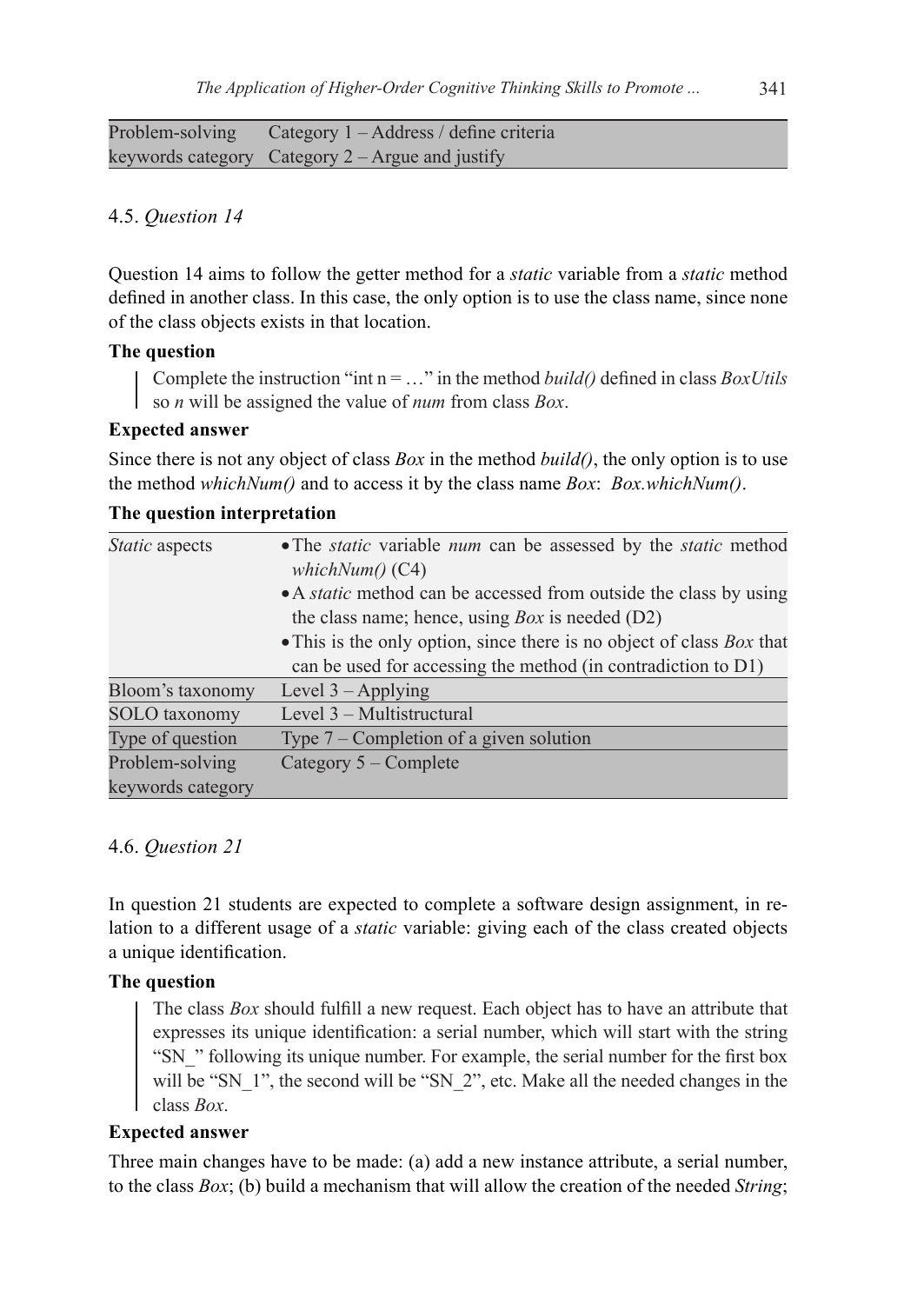| | |
|---|---|
| Problem-solving keywords category | Category 1 – Address / define criteria<br>Category 2 – Argue and justify |

### 4.5. *Question 14*

Question 14 aims to follow the getter method for a *static* variable from a *static* method defined in another class. In this case, the only option is to use the class name, since none of the class objects exists in that location.

**The question**

> Complete the instruction "int n = …" in the method *build()* defined in class *BoxUtils* so *n* will be assigned the value of *num* from class *Box*.

**Expected answer**

Since there is not any object of class *Box* in the method *build()*, the only option is to use the method *whichNum()* and to access it by the class name *Box*: *Box.whichNum()*.

**The question interpretation**

| | |
|---|---|
| *Static* aspects | • The *static* variable *num* can be assessed by the *static* method *whichNum()* (C4)<br>• A *static* method can be accessed from outside the class by using the class name; hence, using *Box* is needed (D2)<br>• This is the only option, since there is no object of class *Box* that can be used for accessing the method (in contradiction to D1) |
| Bloom's taxonomy | Level 3 – Applying |
| SOLO taxonomy | Level 3 – Multistructural |
| Type of question | Type 7 – Completion of a given solution |
| Problem-solving keywords category | Category 5 – Complete |

### 4.6. *Question 21*

In question 21 students are expected to complete a software design assignment, in relation to a different usage of a *static* variable: giving each of the class created objects a unique identification.

**The question**

> The class *Box* should fulfill a new request. Each object has to have an attribute that expresses its unique identification: a serial number, which will start with the string "SN_" following its unique number. For example, the serial number for the first box will be "SN_1", the second will be "SN_2", etc. Make all the needed changes in the class *Box*.

**Expected answer**

Three main changes have to be made: (a) add a new instance attribute, a serial number, to the class *Box*; (b) build a mechanism that will allow the creation of the needed *String*;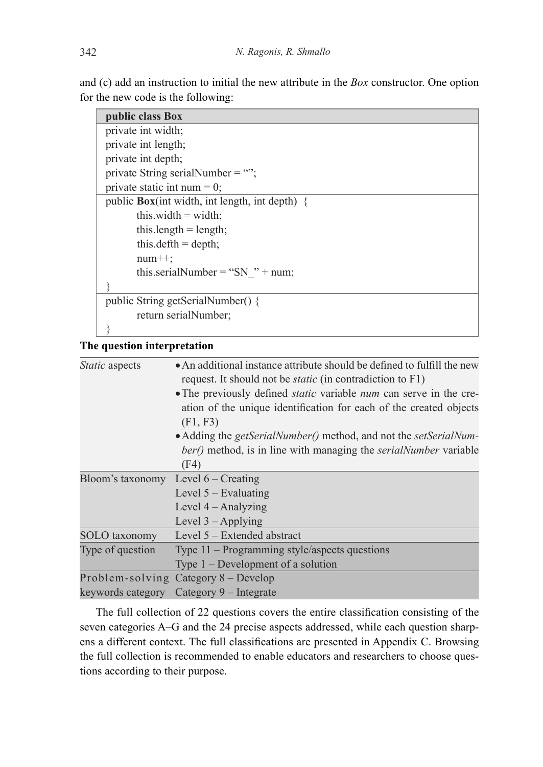and (c) add an instruction to initial the new attribute in the *Box* constructor. One option for the new code is the following:

```
public class Box
private int width;
private int length;
private int depth;
private String serialNumber = “”;
private static int num = 0;

public Box(int width, int length, int depth)  {
        this.width = width;
        this.length = length;
        this.defth = depth;
        num++;
        this.serialNumber = “SN_” + num;
}

public String getSerialNumber() {
        return serialNumber;
}
```

**The question interpretation**

| | |
|---|---|
| *Static* aspects | • An additional instance attribute should be defined to fulfill the new request. It should not be *static* (in contradiction to F1)<br>• The previously defined *static* variable *num* can serve in the creation of the unique identification for each of the created objects (F1, F3)<br>• Adding the *getSerialNumber()* method, and not the *setSerialNumber()* method, is in line with managing the *serialNumber* variable (F4) |
| Bloom's taxonomy | Level 6 – Creating<br>Level 5 – Evaluating<br>Level 4 – Analyzing<br>Level 3 – Applying |
| SOLO taxonomy | Level 5 – Extended abstract |
| Type of question | Type 11 – Programming style/aspects questions<br>Type 1 – Development of a solution |
| Problem-solving keywords category | Category 8 – Develop<br>Category 9 – Integrate |

The full collection of 22 questions covers the entire classification consisting of the seven categories A–G and the 24 precise aspects addressed, while each question sharpens a different context. The full classifications are presented in Appendix C. Browsing the full collection is recommended to enable educators and researchers to choose questions according to their purpose.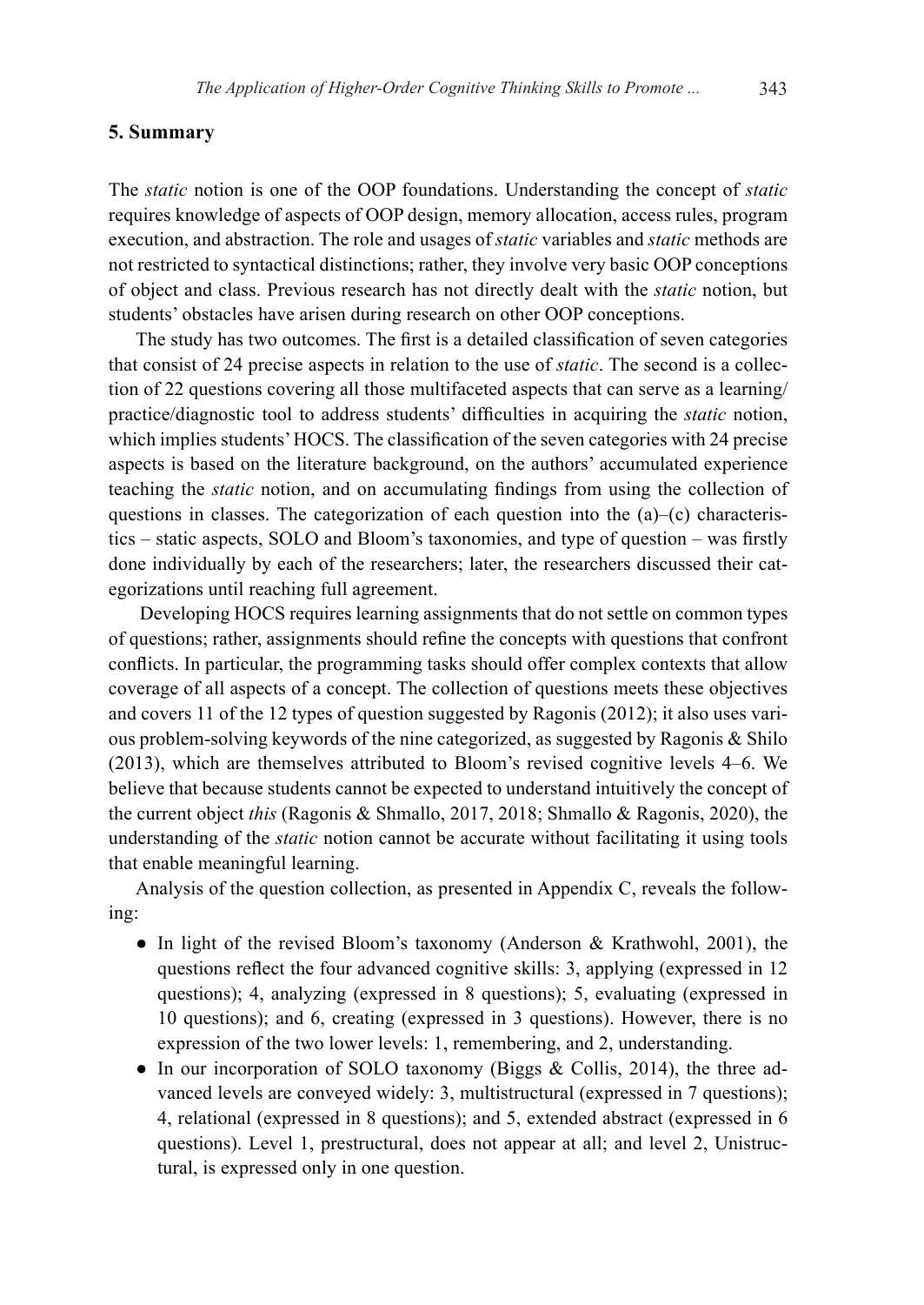## 5. Summary

The *static* notion is one of the OOP foundations. Understanding the concept of *static* requires knowledge of aspects of OOP design, memory allocation, access rules, program execution, and abstraction. The role and usages of *static* variables and *static* methods are not restricted to syntactical distinctions; rather, they involve very basic OOP conceptions of object and class. Previous research has not directly dealt with the *static* notion, but students' obstacles have arisen during research on other OOP conceptions.

The study has two outcomes. The first is a detailed classification of seven categories that consist of 24 precise aspects in relation to the use of *static*. The second is a collection of 22 questions covering all those multifaceted aspects that can serve as a learning/practice/diagnostic tool to address students' difficulties in acquiring the *static* notion, which implies students' HOCS. The classification of the seven categories with 24 precise aspects is based on the literature background, on the authors' accumulated experience teaching the *static* notion, and on accumulating findings from using the collection of questions in classes. The categorization of each question into the (a)–(c) characteristics – static aspects, SOLO and Bloom's taxonomies, and type of question – was firstly done individually by each of the researchers; later, the researchers discussed their categorizations until reaching full agreement.

Developing HOCS requires learning assignments that do not settle on common types of questions; rather, assignments should refine the concepts with questions that confront conflicts. In particular, the programming tasks should offer complex contexts that allow coverage of all aspects of a concept. The collection of questions meets these objectives and covers 11 of the 12 types of question suggested by Ragonis (2012); it also uses various problem-solving keywords of the nine categorized, as suggested by Ragonis & Shilo (2013), which are themselves attributed to Bloom's revised cognitive levels 4–6. We believe that because students cannot be expected to understand intuitively the concept of the current object *this* (Ragonis & Shmallo, 2017, 2018; Shmallo & Ragonis, 2020), the understanding of the *static* notion cannot be accurate without facilitating it using tools that enable meaningful learning.

Analysis of the question collection, as presented in Appendix C, reveals the following:

- In light of the revised Bloom's taxonomy (Anderson & Krathwohl, 2001), the questions reflect the four advanced cognitive skills: 3, applying (expressed in 12 questions); 4, analyzing (expressed in 8 questions); 5, evaluating (expressed in 10 questions); and 6, creating (expressed in 3 questions). However, there is no expression of the two lower levels: 1, remembering, and 2, understanding.
- In our incorporation of SOLO taxonomy (Biggs & Collis, 2014), the three advanced levels are conveyed widely: 3, multistructural (expressed in 7 questions); 4, relational (expressed in 8 questions); and 5, extended abstract (expressed in 6 questions). Level 1, prestructural, does not appear at all; and level 2, Unistructural, is expressed only in one question.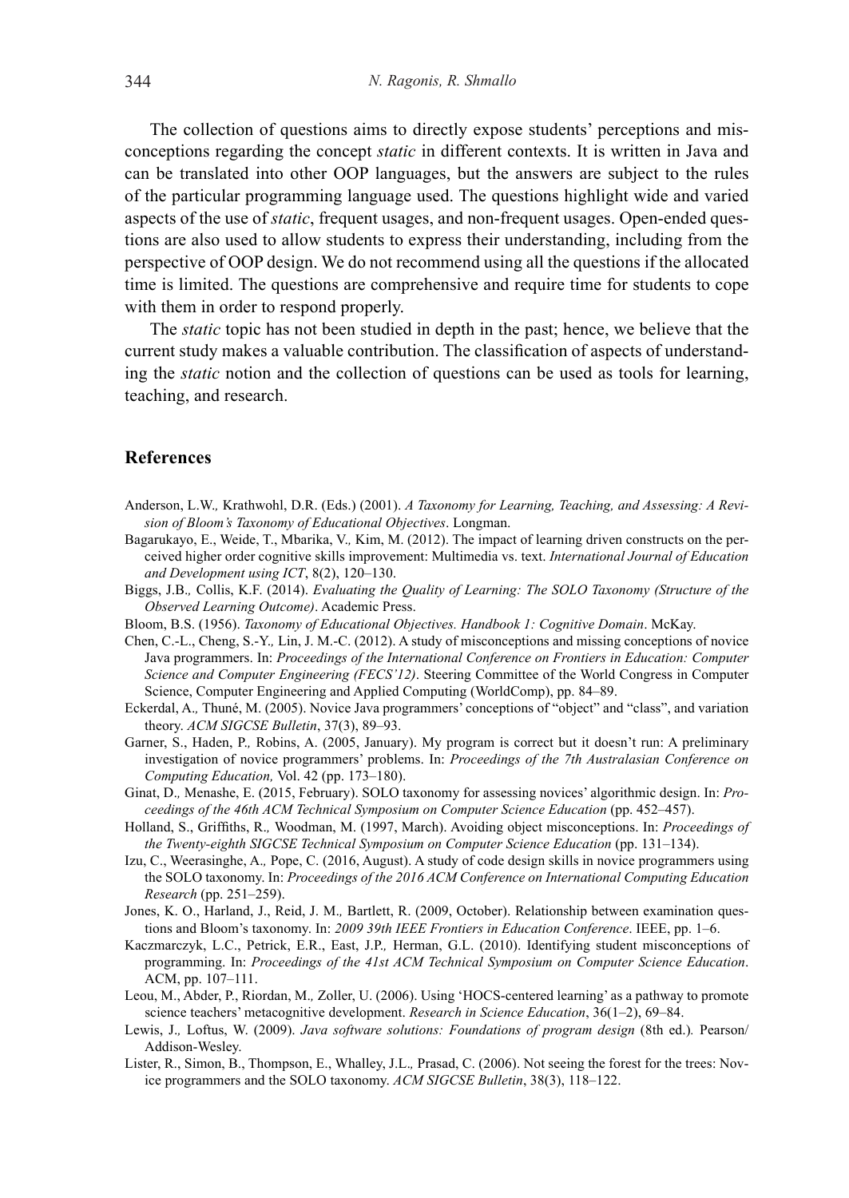The collection of questions aims to directly expose students' perceptions and misconceptions regarding the concept *static* in different contexts. It is written in Java and can be translated into other OOP languages, but the answers are subject to the rules of the particular programming language used. The questions highlight wide and varied aspects of the use of *static*, frequent usages, and non-frequent usages. Open-ended questions are also used to allow students to express their understanding, including from the perspective of OOP design. We do not recommend using all the questions if the allocated time is limited. The questions are comprehensive and require time for students to cope with them in order to respond properly.

The *static* topic has not been studied in depth in the past; hence, we believe that the current study makes a valuable contribution. The classification of aspects of understanding the *static* notion and the collection of questions can be used as tools for learning, teaching, and research.

## References

Anderson, L.W., Krathwohl, D.R. (Eds.) (2001). *A Taxonomy for Learning, Teaching, and Assessing: A Revision of Bloom's Taxonomy of Educational Objectives*. Longman.

Bagarukayo, E., Weide, T., Mbarika, V., Kim, M. (2012). The impact of learning driven constructs on the perceived higher order cognitive skills improvement: Multimedia vs. text. *International Journal of Education and Development using ICT*, 8(2), 120–130.

Biggs, J.B., Collis, K.F. (2014). *Evaluating the Quality of Learning: The SOLO Taxonomy (Structure of the Observed Learning Outcome)*. Academic Press.

Bloom, B.S. (1956). *Taxonomy of Educational Objectives. Handbook 1: Cognitive Domain*. McKay.

Chen, C.-L., Cheng, S.-Y., Lin, J. M.-C. (2012). A study of misconceptions and missing conceptions of novice Java programmers. In: *Proceedings of the International Conference on Frontiers in Education: Computer Science and Computer Engineering (FECS'12)*. Steering Committee of the World Congress in Computer Science, Computer Engineering and Applied Computing (WorldComp), pp. 84–89.

Eckerdal, A., Thuné, M. (2005). Novice Java programmers' conceptions of "object" and "class", and variation theory. *ACM SIGCSE Bulletin*, 37(3), 89–93.

Garner, S., Haden, P., Robins, A. (2005, January). My program is correct but it doesn't run: A preliminary investigation of novice programmers' problems. In: *Proceedings of the 7th Australasian Conference on Computing Education,* Vol. 42 (pp. 173–180).

Ginat, D., Menashe, E. (2015, February). SOLO taxonomy for assessing novices' algorithmic design. In: *Proceedings of the 46th ACM Technical Symposium on Computer Science Education* (pp. 452–457).

Holland, S., Griffiths, R., Woodman, M. (1997, March). Avoiding object misconceptions. In: *Proceedings of the Twenty-eighth SIGCSE Technical Symposium on Computer Science Education* (pp. 131–134).

Izu, C., Weerasinghe, A., Pope, C. (2016, August). A study of code design skills in novice programmers using the SOLO taxonomy. In: *Proceedings of the 2016 ACM Conference on International Computing Education Research* (pp. 251–259).

Jones, K. O., Harland, J., Reid, J. M., Bartlett, R. (2009, October). Relationship between examination questions and Bloom's taxonomy. In: *2009 39th IEEE Frontiers in Education Conference*. IEEE, pp. 1–6.

Kaczmarczyk, L.C., Petrick, E.R., East, J.P., Herman, G.L. (2010). Identifying student misconceptions of programming. In: *Proceedings of the 41st ACM Technical Symposium on Computer Science Education*. ACM, pp. 107–111.

Leou, M., Abder, P., Riordan, M., Zoller, U. (2006). Using 'HOCS-centered learning' as a pathway to promote science teachers' metacognitive development. *Research in Science Education*, 36(1–2), 69–84.

Lewis, J., Loftus, W. (2009). *Java software solutions: Foundations of program design* (8th ed.). Pearson/Addison-Wesley.

Lister, R., Simon, B., Thompson, E., Whalley, J.L., Prasad, C. (2006). Not seeing the forest for the trees: Novice programmers and the SOLO taxonomy. *ACM SIGCSE Bulletin*, 38(3), 118–122.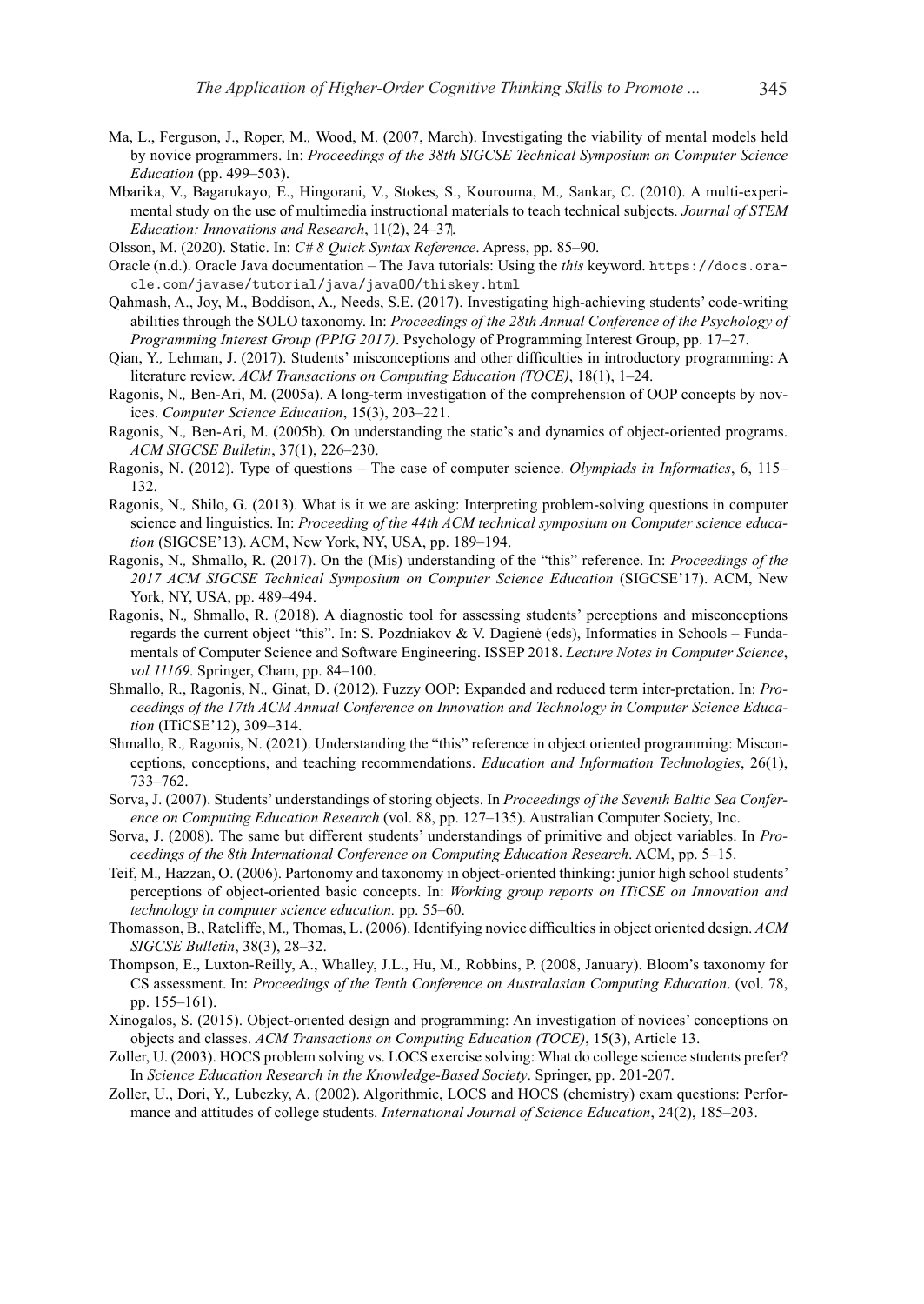Ma, L., Ferguson, J., Roper, M.*,* Wood, M. (2007, March). Investigating the viability of mental models held by novice programmers. In: *Proceedings of the 38th SIGCSE Technical Symposium on Computer Science Education* (pp. 499–503).

Mbarika, V., Bagarukayo, E., Hingorani, V., Stokes, S., Kourouma, M.*,* Sankar, C. (2010). A multi-experimental study on the use of multimedia instructional materials to teach technical subjects. *Journal of STEM Education: Innovations and Research*, 11(2), 24–37.

Olsson, M. (2020). Static. In: *C# 8 Quick Syntax Reference*. Apress, pp. 85–90.

Oracle (n.d.). Oracle Java documentation – The Java tutorials: Using the *this* keyword. https://docs.oracle.com/javase/tutorial/java/javaOO/thiskey.html

Qahmash, A., Joy, M., Boddison, A.*,* Needs, S.E. (2017). Investigating high-achieving students' code-writing abilities through the SOLO taxonomy. In: *Proceedings of the 28th Annual Conference of the Psychology of Programming Interest Group (PPIG 2017)*. Psychology of Programming Interest Group, pp. 17–27.

Qian, Y.*,* Lehman, J. (2017). Students' misconceptions and other difficulties in introductory programming: A literature review. *ACM Transactions on Computing Education (TOCE)*, 18(1), 1–24.

Ragonis, N.*,* Ben-Ari, M. (2005a). A long-term investigation of the comprehension of OOP concepts by novices. *Computer Science Education*, 15(3), 203–221.

Ragonis, N.*,* Ben-Ari, M. (2005b). On understanding the static's and dynamics of object-oriented programs. *ACM SIGCSE Bulletin*, 37(1), 226–230.

Ragonis, N. (2012). Type of questions – The case of computer science. *Olympiads in Informatics*, 6, 115–132.

Ragonis, N.*,* Shilo, G. (2013). What is it we are asking: Interpreting problem-solving questions in computer science and linguistics. In: *Proceeding of the 44th ACM technical symposium on Computer science education* (SIGCSE'13). ACM, New York, NY, USA, pp. 189–194.

Ragonis, N.*,* Shmallo, R. (2017). On the (Mis) understanding of the "this" reference. In: *Proceedings of the 2017 ACM SIGCSE Technical Symposium on Computer Science Education* (SIGCSE'17). ACM, New York, NY, USA, pp. 489–494.

Ragonis, N.*,* Shmallo, R. (2018). A diagnostic tool for assessing students' perceptions and misconceptions regards the current object "this". In: S. Pozdniakov & V. Dagienė (eds), Informatics in Schools – Fundamentals of Computer Science and Software Engineering. ISSEP 2018. *Lecture Notes in Computer Science*, *vol 11169*. Springer, Cham, pp. 84–100.

Shmallo, R., Ragonis, N.*,* Ginat, D. (2012). Fuzzy OOP: Expanded and reduced term inter-pretation. In: *Proceedings of the 17th ACM Annual Conference on Innovation and Technology in Computer Science Education* (ITiCSE'12), 309–314.

Shmallo, R.*,* Ragonis, N. (2021). Understanding the "this" reference in object oriented programming: Misconceptions, conceptions, and teaching recommendations. *Education and Information Technologies*, 26(1), 733–762.

Sorva, J. (2007). Students' understandings of storing objects. In *Proceedings of the Seventh Baltic Sea Conference on Computing Education Research* (vol. 88, pp. 127–135). Australian Computer Society, Inc.

Sorva, J. (2008). The same but different students' understandings of primitive and object variables. In *Proceedings of the 8th International Conference on Computing Education Research*. ACM, pp. 5–15.

Teif, M.*,* Hazzan, O. (2006). Partonomy and taxonomy in object-oriented thinking: junior high school students' perceptions of object-oriented basic concepts. In: *Working group reports on ITiCSE on Innovation and technology in computer science education.* pp. 55–60.

Thomasson, B., Ratcliffe, M.*,* Thomas, L. (2006). Identifying novice difficulties in object oriented design. *ACM SIGCSE Bulletin*, 38(3), 28–32.

Thompson, E., Luxton-Reilly, A., Whalley, J.L., Hu, M.*,* Robbins, P. (2008, January). Bloom's taxonomy for CS assessment. In: *Proceedings of the Tenth Conference on Australasian Computing Education*. (vol. 78, pp. 155–161).

Xinogalos, S. (2015). Object-oriented design and programming: An investigation of novices' conceptions on objects and classes. *ACM Transactions on Computing Education (TOCE)*, 15(3), Article 13.

Zoller, U. (2003). HOCS problem solving vs. LOCS exercise solving: What do college science students prefer? In *Science Education Research in the Knowledge-Based Society*. Springer, pp. 201-207.

Zoller, U., Dori, Y.*,* Lubezky, A. (2002). Algorithmic, LOCS and HOCS (chemistry) exam questions: Performance and attitudes of college students. *International Journal of Science Education*, 24(2), 185–203.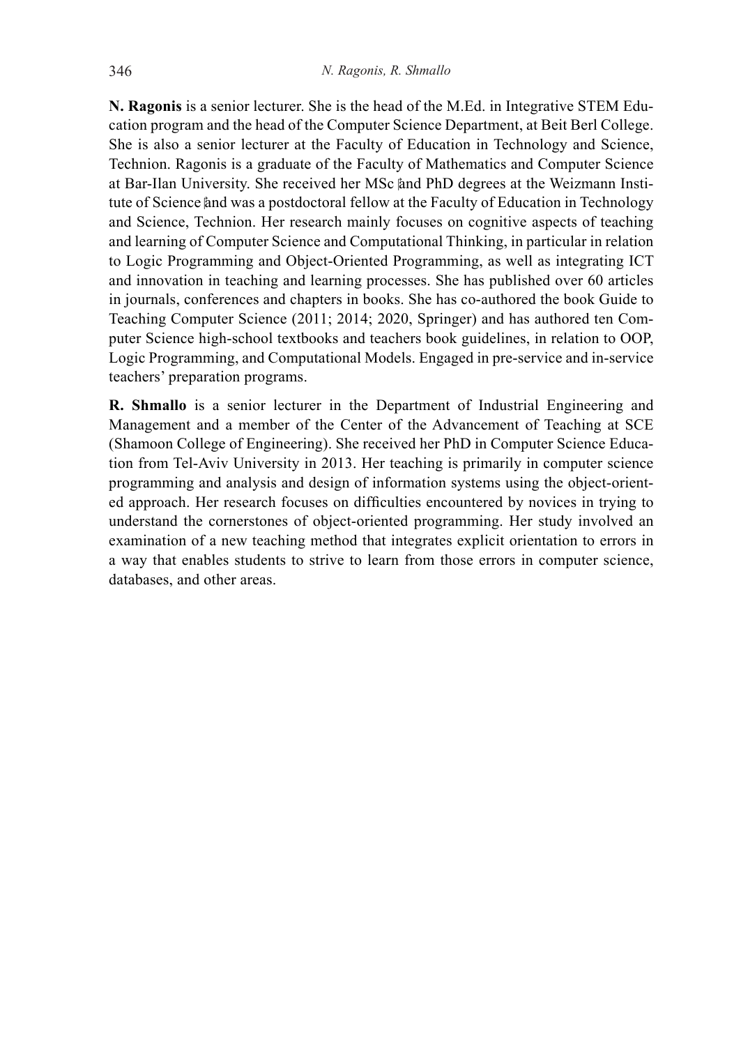**N. Ragonis** is a senior lecturer. She is the head of the M.Ed. in Integrative STEM Education program and the head of the Computer Science Department, at Beit Berl College. She is also a senior lecturer at the Faculty of Education in Technology and Science, Technion. Ragonis is a graduate of the Faculty of Mathematics and Computer Science at Bar-Ilan University. She received her MSc and PhD degrees at the Weizmann Institute of Science and was a postdoctoral fellow at the Faculty of Education in Technology and Science, Technion. Her research mainly focuses on cognitive aspects of teaching and learning of Computer Science and Computational Thinking, in particular in relation to Logic Programming and Object-Oriented Programming, as well as integrating ICT and innovation in teaching and learning processes. She has published over 60 articles in journals, conferences and chapters in books. She has co-authored the book Guide to Teaching Computer Science (2011; 2014; 2020, Springer) and has authored ten Computer Science high-school textbooks and teachers book guidelines, in relation to OOP, Logic Programming, and Computational Models. Engaged in pre-service and in-service teachers' preparation programs.

**R. Shmallo** is a senior lecturer in the Department of Industrial Engineering and Management and a member of the Center of the Advancement of Teaching at SCE (Shamoon College of Engineering). She received her PhD in Computer Science Education from Tel-Aviv University in 2013. Her teaching is primarily in computer science programming and analysis and design of information systems using the object-oriented approach. Her research focuses on difficulties encountered by novices in trying to understand the cornerstones of object-oriented programming. Her study involved an examination of a new teaching method that integrates explicit orientation to errors in a way that enables students to strive to learn from those errors in computer science, databases, and other areas.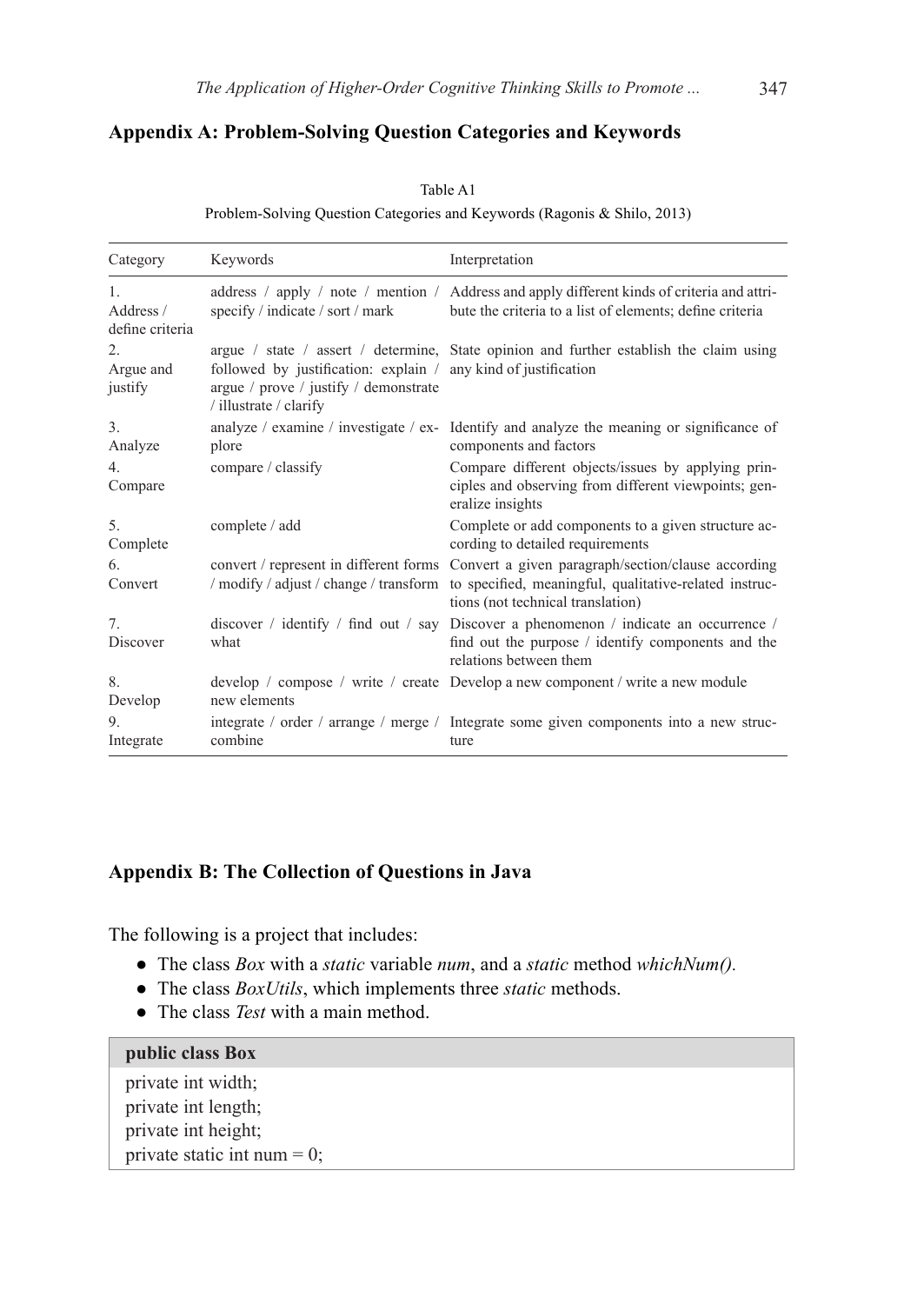## Appendix A: Problem-Solving Question Categories and Keywords

Table A1

Problem-Solving Question Categories and Keywords (Ragonis & Shilo, 2013)

| Category | Keywords | Interpretation |
|---|---|---|
| 1. Address / define criteria | address / apply / note / mention / specify / indicate / sort / mark | Address and apply different kinds of criteria and attribute the criteria to a list of elements; define criteria |
| 2. Argue and justify | argue / state / assert / determine, followed by justification: explain / argue / prove / justify / demonstrate / illustrate / clarify | State opinion and further establish the claim using any kind of justification |
| 3. Analyze | analyze / examine / investigate / explore | Identify and analyze the meaning or significance of components and factors |
| 4. Compare | compare / classify | Compare different objects/issues by applying principles and observing from different viewpoints; generalize insights |
| 5. Complete | complete / add | Complete or add components to a given structure according to detailed requirements |
| 6. Convert | convert / represent in different forms / modify / adjust / change / transform | Convert a given paragraph/section/clause according to specified, meaningful, qualitative-related instructions (not technical translation) |
| 7. Discover | discover / identify / find out / say what | Discover a phenomenon / indicate an occurrence / find out the purpose / identify components and the relations between them |
| 8. Develop | develop / compose / write / create new elements | Develop a new component / write a new module |
| 9. Integrate | integrate / order / arrange / merge / combine | Integrate some given components into a new structure |

## Appendix B: The Collection of Questions in Java

The following is a project that includes:

- The class *Box* with a *static* variable *num*, and a *static* method *whichNum()*.
- The class *BoxUtils*, which implements three *static* methods.
- The class *Test* with a main method.

**public class Box**

```
private int width;
private int length;
private int height;
private static int num = 0;
```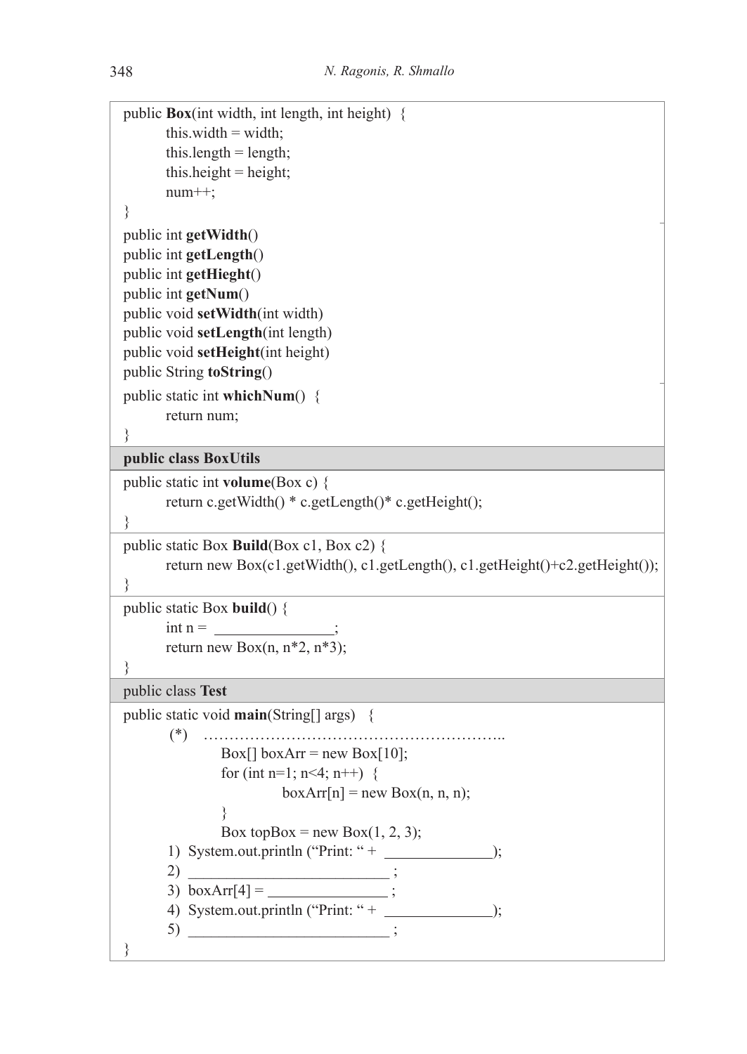```
public Box(int width, int length, int height)  {
        this.width = width;
        this.length = length;
        this.height = height;
        num++;
}
public int getWidth()
public int getLength()
public int getHieght()
public int getNum()
public void setWidth(int width)
public void setLength(int length)
public void setHeight(int height)
public String toString()
public static int whichNum()  {
        return num;
}
```

**public class BoxUtils**

```
public static int volume(Box c) {
        return c.getWidth() * c.getLength()* c.getHeight();
}
```

```
public static Box Build(Box c1, Box c2) {
        return new Box(c1.getWidth(), c1.getLength(), c1.getHeight()+c2.getHeight());
}
```

```
public static Box build() {
        int n = _______________;
        return new Box(n, n*2, n*3);
}
```

public class **Test**

```
public static void main(String[] args)   {
        (*)   …………………………………………………..
                Box[] boxArr = new Box[10];
                for (int n=1; n<4; n++)  {
                        boxArr[n] = new Box(n, n, n);
                }
                Box topBox = new Box(1, 2, 3);
        1)  System.out.println ("Print: " + _____________);
        2)  _________________________ ;
        3)  boxArr[4] = _______________ ;
        4)  System.out.println ("Print: " + _____________);
        5)  _________________________ ;
}
```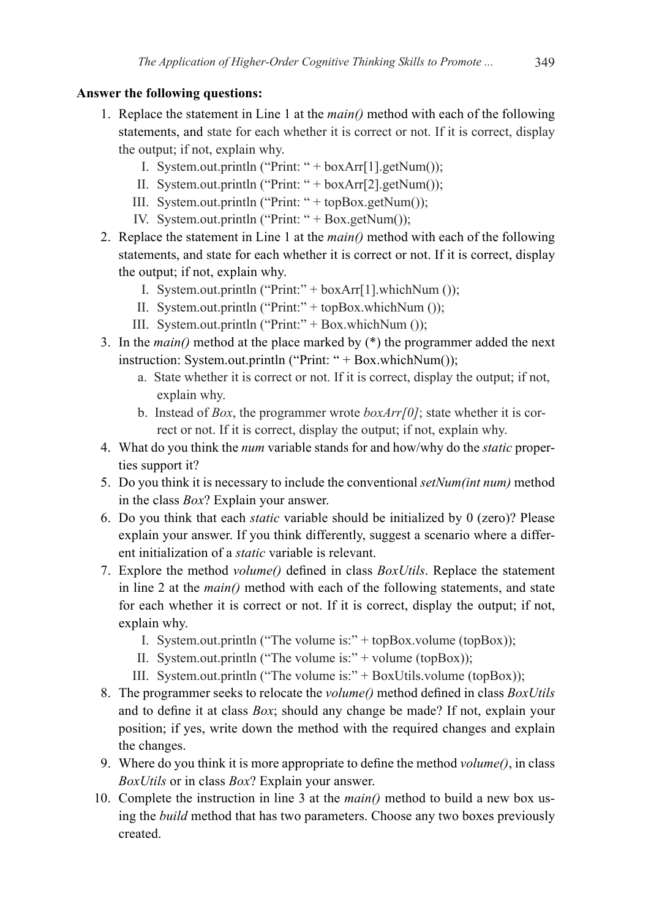**Answer the following questions:**

1. Replace the statement in Line 1 at the *main()* method with each of the following statements, and state for each whether it is correct or not. If it is correct, display the output; if not, explain why.
    I. System.out.println (“Print: “ + boxArr[1].getNum());
    II. System.out.println (“Print: “ + boxArr[2].getNum());
    III. System.out.println (“Print: “ + topBox.getNum());
    IV. System.out.println (“Print: “ + Box.getNum());
2. Replace the statement in Line 1 at the *main()* method with each of the following statements, and state for each whether it is correct or not. If it is correct, display the output; if not, explain why.
    I. System.out.println (“Print:” + boxArr[1].whichNum ());
    II. System.out.println (“Print:” + topBox.whichNum ());
    III. System.out.println (“Print:” + Box.whichNum ());
3. In the *main()* method at the place marked by (*) the programmer added the next instruction: System.out.println (“Print: “ + Box.whichNum());
    a. State whether it is correct or not. If it is correct, display the output; if not, explain why.
    b. Instead of *Box*, the programmer wrote *boxArr[0]*; state whether it is correct or not. If it is correct, display the output; if not, explain why.
4. What do you think the *num* variable stands for and how/why do the *static* properties support it?
5. Do you think it is necessary to include the conventional *setNum(int num)* method in the class *Box*? Explain your answer.
6. Do you think that each *static* variable should be initialized by 0 (zero)? Please explain your answer. If you think differently, suggest a scenario where a different initialization of a *static* variable is relevant.
7. Explore the method *volume()* defined in class *BoxUtils*. Replace the statement in line 2 at the *main()* method with each of the following statements, and state for each whether it is correct or not. If it is correct, display the output; if not, explain why.
    I. System.out.println (“The volume is:” + topBox.volume (topBox));
    II. System.out.println (“The volume is:” + volume (topBox));
    III. System.out.println (“The volume is:” + BoxUtils.volume (topBox));
8. The programmer seeks to relocate the *volume()* method defined in class *BoxUtils* and to define it at class *Box*; should any change be made? If not, explain your position; if yes, write down the method with the required changes and explain the changes.
9. Where do you think it is more appropriate to define the method *volume()*, in class *BoxUtils* or in class *Box*? Explain your answer.
10. Complete the instruction in line 3 at the *main()* method to build a new box using the *build* method that has two parameters. Choose any two boxes previously created.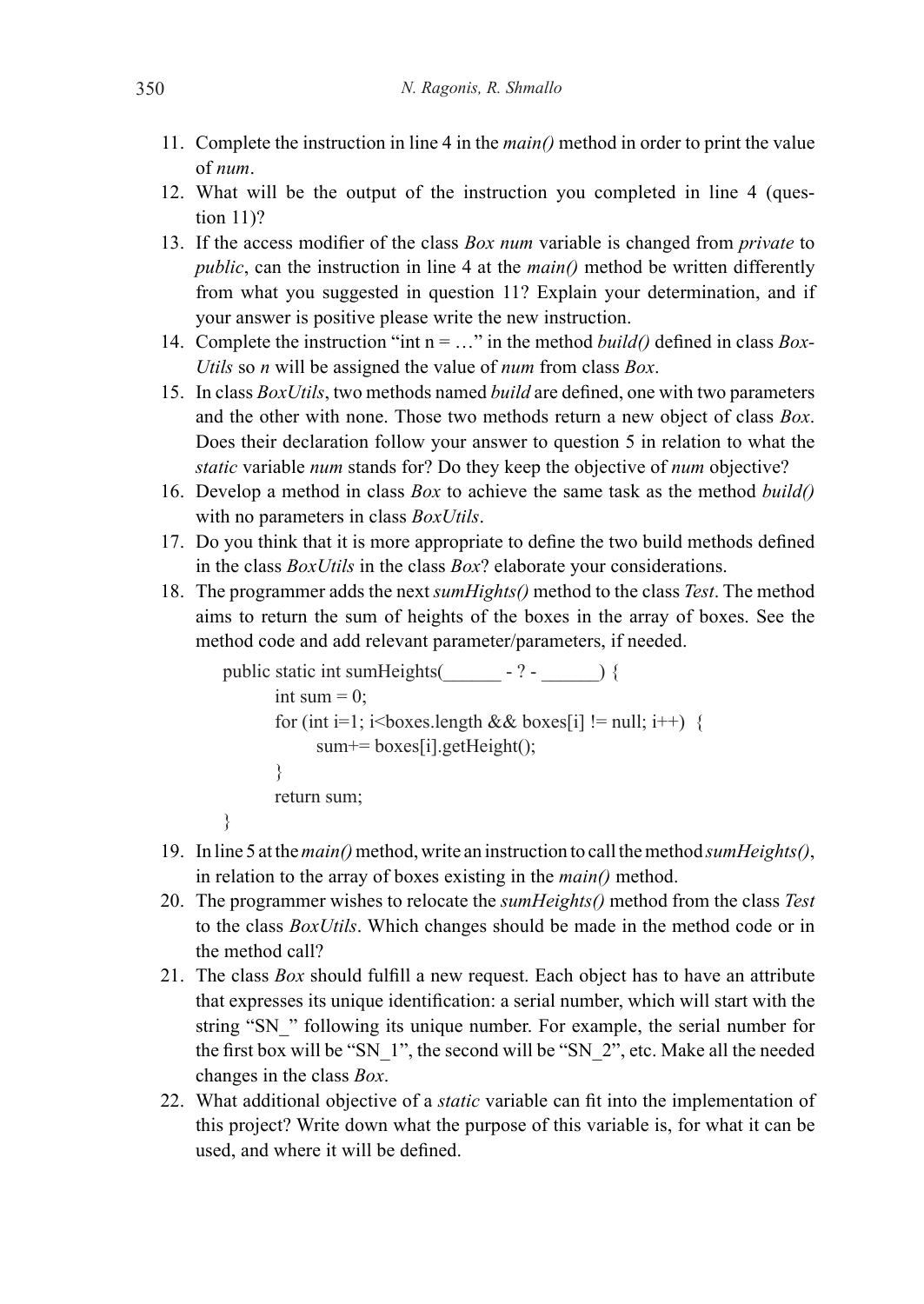11. Complete the instruction in line 4 in the *main()* method in order to print the value of *num*.
12. What will be the output of the instruction you completed in line 4 (question 11)?
13. If the access modifier of the class *Box num* variable is changed from *private* to *public*, can the instruction in line 4 at the *main()* method be written differently from what you suggested in question 11? Explain your determination, and if your answer is positive please write the new instruction.
14. Complete the instruction "int n = …" in the method *build()* defined in class *BoxUtils* so *n* will be assigned the value of *num* from class *Box*.
15. In class *BoxUtils*, two methods named *build* are defined, one with two parameters and the other with none. Those two methods return a new object of class *Box*. Does their declaration follow your answer to question 5 in relation to what the *static* variable *num* stands for? Do they keep the objective of *num* objective?
16. Develop a method in class *Box* to achieve the same task as the method *build()* with no parameters in class *BoxUtils*.
17. Do you think that it is more appropriate to define the two build methods defined in the class *BoxUtils* in the class *Box*? elaborate your considerations.
18. The programmer adds the next *sumHights()* method to the class *Test*. The method aims to return the sum of heights of the boxes in the array of boxes. See the method code and add relevant parameter/parameters, if needed.

```
public static int sumHeights(______ - ? - ______) {
        int sum = 0;
        for (int i=1; i<boxes.length && boxes[i] != null; i++)  {
              sum+= boxes[i].getHeight();
        }
        return sum;
}
```

19. In line 5 at the *main()* method, write an instruction to call the method *sumHeights()*, in relation to the array of boxes existing in the *main()* method.
20. The programmer wishes to relocate the *sumHeights()* method from the class *Test* to the class *BoxUtils*. Which changes should be made in the method code or in the method call?
21. The class *Box* should fulfill a new request. Each object has to have an attribute that expresses its unique identification: a serial number, which will start with the string "SN_" following its unique number. For example, the serial number for the first box will be "SN_1", the second will be "SN_2", etc. Make all the needed changes in the class *Box*.
22. What additional objective of a *static* variable can fit into the implementation of this project? Write down what the purpose of this variable is, for what it can be used, and where it will be defined.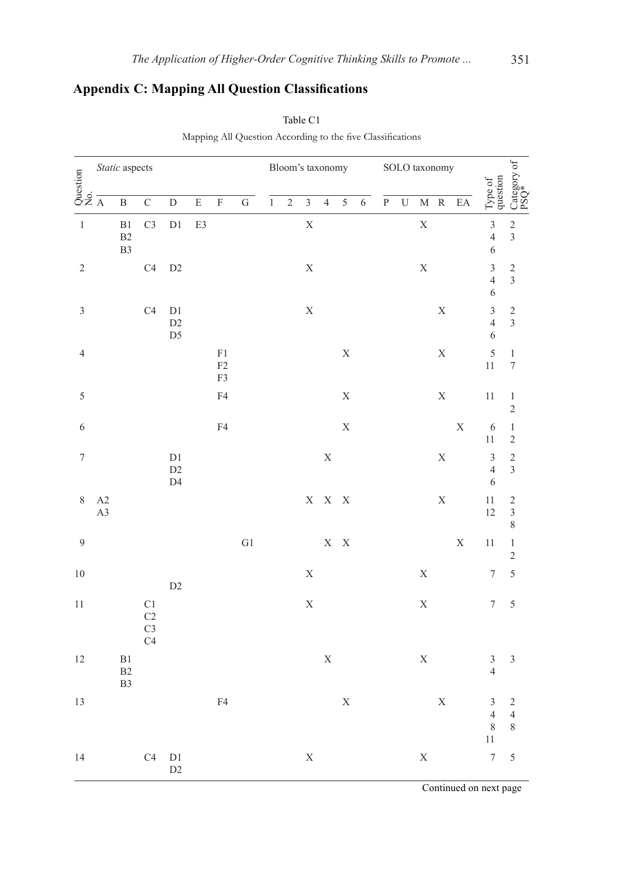## Appendix C: Mapping All Question Classifications

Table C1

Mapping All Question According to the five Classifications

| Question No. | *Static* aspects | | | | | | | Bloom's taxonomy | | | | | | SOLO taxonomy | | | | | Type of question | Category of PSQ* |
|---|---|---|---|---|---|---|---|---|---|---|---|---|---|---|---|---|---|---|---|---|
| | A | B | C | D | E | F | G | 1 | 2 | 3 | 4 | 5 | 6 | P | U | M | R | EA | | |
| 1 | | B1 B2 B3 | C3 | D1 | E3 | | | | | X | | | | | | X | | | 3 4 6 | 2 3 |
| 2 | | | C4 | D2 | | | | | | X | | | | | | X | | | 3 4 6 | 2 3 |
| 3 | | | C4 | D1 D2 D5 | | | | | | X | | | | | | | X | | 3 4 6 | 2 3 |
| 4 | | | | | | F1 F2 F3 | | | | | | X | | | | | X | | 5 11 | 1 7 |
| 5 | | | | | | F4 | | | | | | X | | | | | X | | 11 | 1 2 |
| 6 | | | | | | F4 | | | | | | X | | | | | | X | 6 11 | 1 2 |
| 7 | | | | D1 D2 D4 | | | | | | | X | | | | | | X | | 3 4 6 | 2 3 |
| 8 | A2 A3 | | | | | | | | | X | X | X | | | | | X | | 11 12 | 2 3 8 |
| 9 | | | | | | | G1 | | | | X | X | | | | | | X | 11 | 1 2 |
| 10 | | | | D2 | | | | | | X | | | | | | X | | | 7 | 5 |
| 11 | | | C1 C2 C3 C4 | | | | | | | X | | | | | | X | | | 7 | 5 |
| 12 | | B1 B2 B3 | | | | | | | | | X | | | | | X | | | 3 4 | 3 |
| 13 | | | | | | F4 | | | | | | X | | | | | X | | 3 4 8 11 | 2 4 8 |
| 14 | | | C4 | D1 D2 | | | | | | X | | | | | | X | | | 7 | 5 |

Continued on next page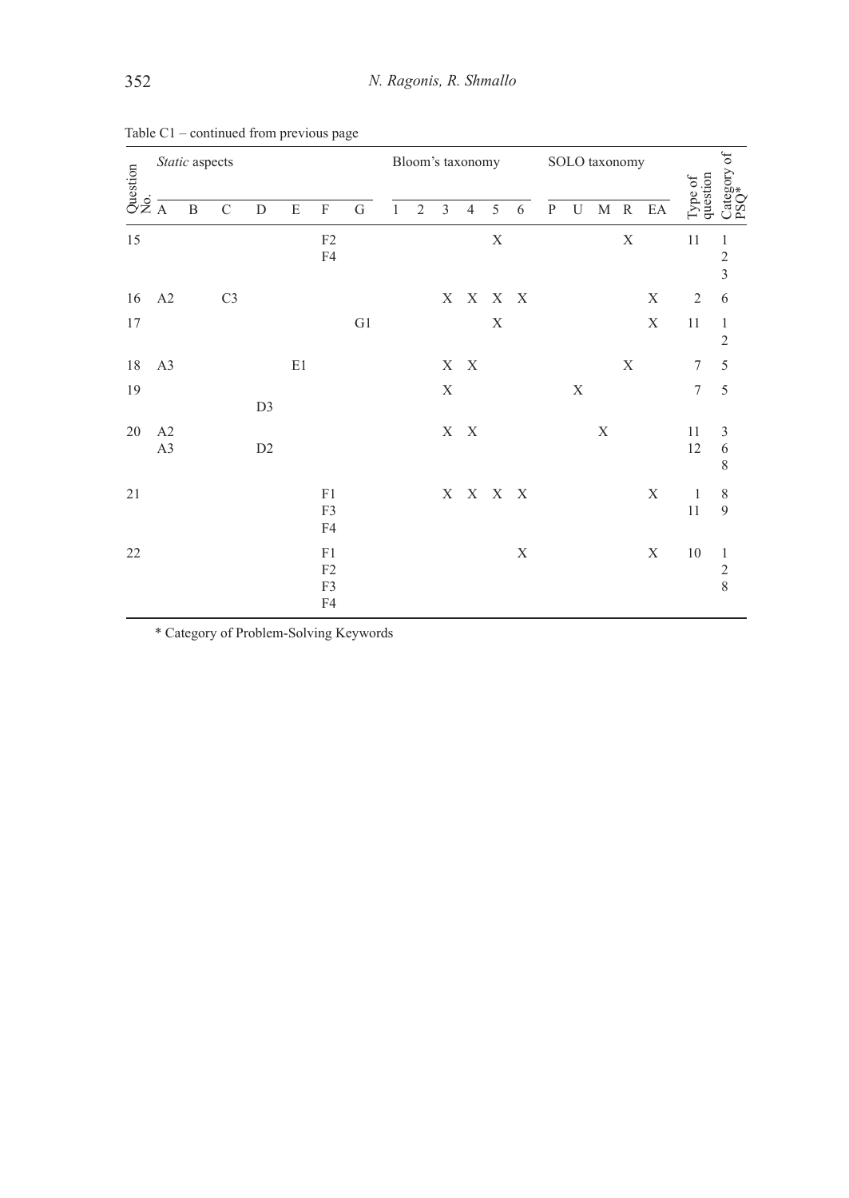Table C1 – continued from previous page

| Question No. | *Static* aspects | | | | | | | Bloom's taxonomy | | | | | | SOLO taxonomy | | | | | Type of question | Category of PSQ* |
|---|---|---|---|---|---|---|---|---|---|---|---|---|---|---|---|---|---|---|---|---|
| | A | B | C | D | E | F | G | 1 | 2 | 3 | 4 | 5 | 6 | P | U | M | R | EA | | |
| 15 | | | | | | F2<br>F4 | | | | | | X | | | | | X | | 11 | 1<br>2<br>3 |
| 16 | A2 | | C3 | | | | | | | X | X | X | X | | | | | X | 2 | 6 |
| 17 | | | | | | | G1 | | | | | X | | | | | | X | 11 | 1<br>2 |
| 18 | A3 | | | | E1 | | | | | X | X | | | | | | X | | 7 | 5 |
| 19 | | | | D3 | | | | | | X | | | | | X | | | | 7 | 5 |
| 20 | A2<br>A3 | | | D2 | | | | | | X | X | | | | | X | | | 11<br>12 | 3<br>6<br>8 |
| 21 | | | | | | F1<br>F3<br>F4 | | | | X | X | X | X | | | | | X | 1<br>11 | 8<br>9 |
| 22 | | | | | | F1<br>F2<br>F3<br>F4 | | | | | | | X | | | | | X | 10 | 1<br>2<br>8 |

\* Category of Problem-Solving Keywords